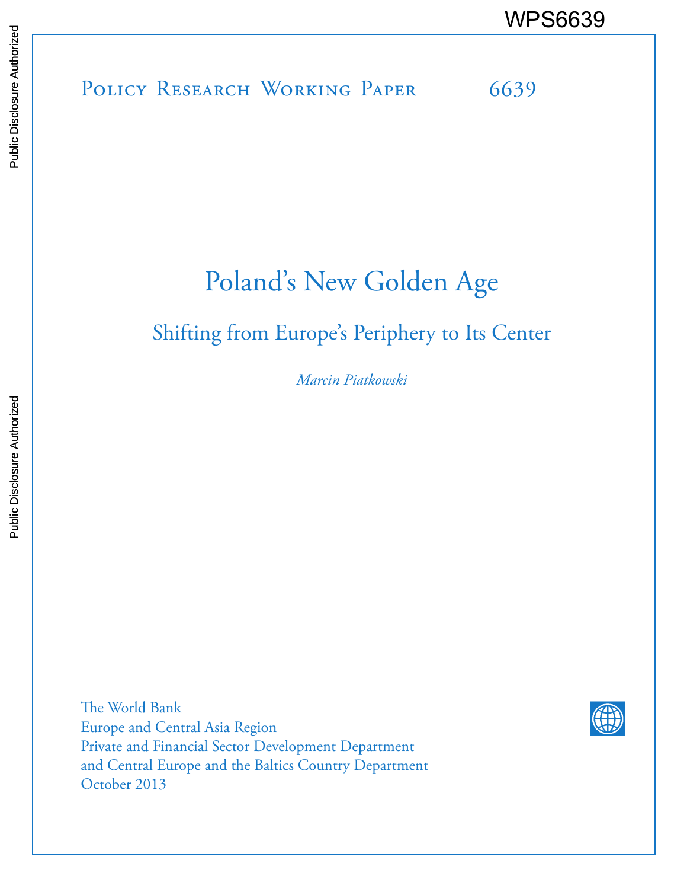WPS6639

Policy Research Working Paper 6639

# Poland's New Golden Age

## Shifting from Europe's Periphery to Its Center

*Marcin Piatkowski*

The World Bank
Europe and Central Asia Region
Private and Financial Sector Development Department
and Central Europe and the Baltics Country Department
October 2013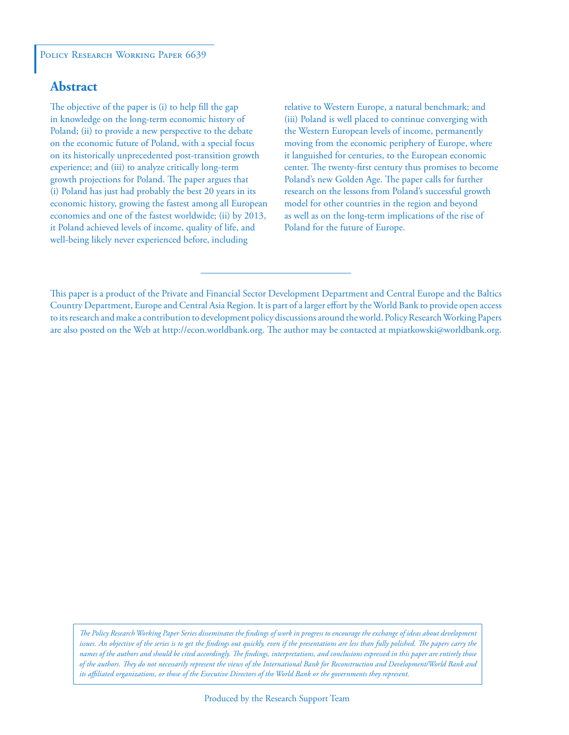Policy Research Working Paper 6639

## Abstract

The objective of the paper is (i) to help fill the gap in knowledge on the long-term economic history of Poland; (ii) to provide a new perspective to the debate on the economic future of Poland, with a special focus on its historically unprecedented post-transition growth experience; and (iii) to analyze critically long-term growth projections for Poland. The paper argues that (i) Poland has just had probably the best 20 years in its economic history, growing the fastest among all European economies and one of the fastest worldwide; (ii) by 2013, it Poland achieved levels of income, quality of life, and well-being likely never experienced before, including relative to Western Europe, a natural benchmark; and (iii) Poland is well placed to continue converging with the Western European levels of income, permanently moving from the economic periphery of Europe, where it languished for centuries, to the European economic center. The twenty-first century thus promises to become Poland's new Golden Age. The paper calls for further research on the lessons from Poland's successful growth model for other countries in the region and beyond as well as on the long-term implications of the rise of Poland for the future of Europe.

---

This paper is a product of the Private and Financial Sector Development Department and Central Europe and the Baltics Country Department, Europe and Central Asia Region. It is part of a larger effort by the World Bank to provide open access to its research and make a contribution to development policy discussions around the world. Policy Research Working Papers are also posted on the Web at http://econ.worldbank.org. The author may be contacted at mpiatkowski@worldbank.org.

*The Policy Research Working Paper Series disseminates the findings of work in progress to encourage the exchange of ideas about development issues. An objective of the series is to get the findings out quickly, even if the presentations are less than fully polished. The papers carry the names of the authors and should be cited accordingly. The findings, interpretations, and conclusions expressed in this paper are entirely those of the authors. They do not necessarily represent the views of the International Bank for Reconstruction and Development/World Bank and its affiliated organizations, or those of the Executive Directors of the World Bank or the governments they represent.*

Produced by the Research Support Team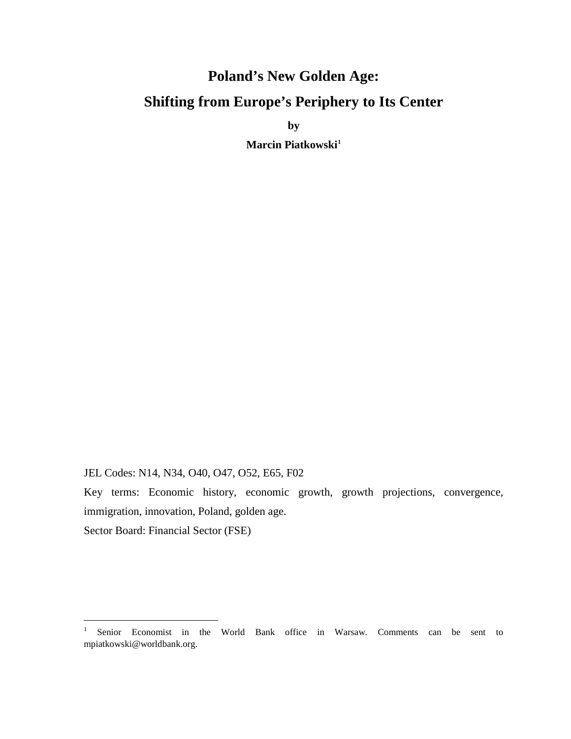# Poland's New Golden Age:

# Shifting from Europe's Periphery to Its Center

**by**

**Marcin Piatkowski**[1]

JEL Codes: N14, N34, O40, O47, O52, E65, F02

Key terms: Economic history, economic growth, growth projections, convergence, immigration, innovation, Poland, golden age.

Sector Board: Financial Sector (FSE)

---

[1] Senior Economist in the World Bank office in Warsaw. Comments can be sent to mpiatkowski@worldbank.org.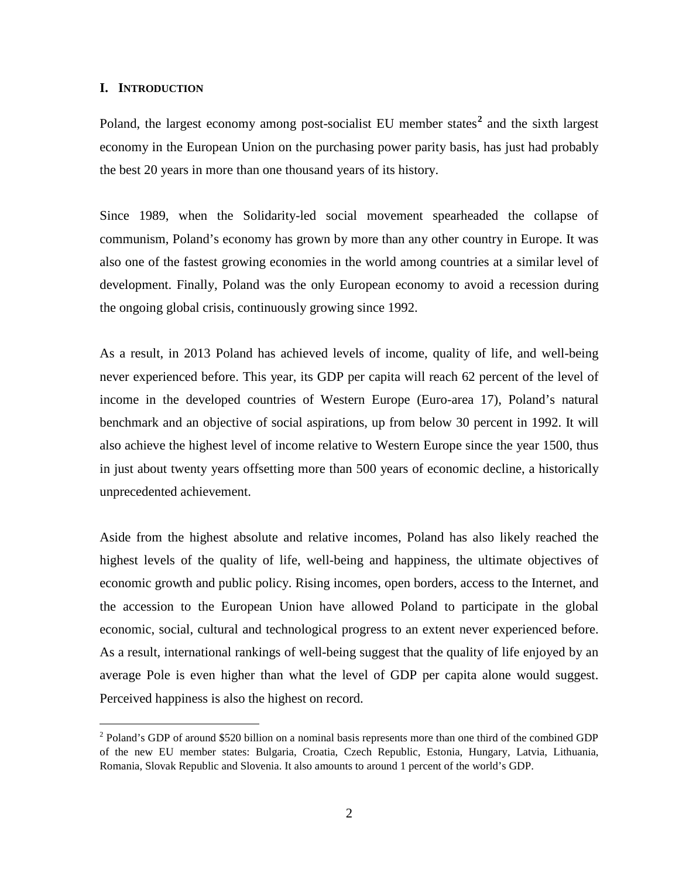## I. INTRODUCTION

Poland, the largest economy among post-socialist EU member states[2] and the sixth largest economy in the European Union on the purchasing power parity basis, has just had probably the best 20 years in more than one thousand years of its history.

Since 1989, when the Solidarity-led social movement spearheaded the collapse of communism, Poland's economy has grown by more than any other country in Europe. It was also one of the fastest growing economies in the world among countries at a similar level of development. Finally, Poland was the only European economy to avoid a recession during the ongoing global crisis, continuously growing since 1992.

As a result, in 2013 Poland has achieved levels of income, quality of life, and well-being never experienced before. This year, its GDP per capita will reach 62 percent of the level of income in the developed countries of Western Europe (Euro-area 17), Poland's natural benchmark and an objective of social aspirations, up from below 30 percent in 1992. It will also achieve the highest level of income relative to Western Europe since the year 1500, thus in just about twenty years offsetting more than 500 years of economic decline, a historically unprecedented achievement.

Aside from the highest absolute and relative incomes, Poland has also likely reached the highest levels of the quality of life, well-being and happiness, the ultimate objectives of economic growth and public policy. Rising incomes, open borders, access to the Internet, and the accession to the European Union have allowed Poland to participate in the global economic, social, cultural and technological progress to an extent never experienced before. As a result, international rankings of well-being suggest that the quality of life enjoyed by an average Pole is even higher than what the level of GDP per capita alone would suggest. Perceived happiness is also the highest on record.

---

[2] Poland's GDP of around \$520 billion on a nominal basis represents more than one third of the combined GDP of the new EU member states: Bulgaria, Croatia, Czech Republic, Estonia, Hungary, Latvia, Lithuania, Romania, Slovak Republic and Slovenia. It also amounts to around 1 percent of the world's GDP.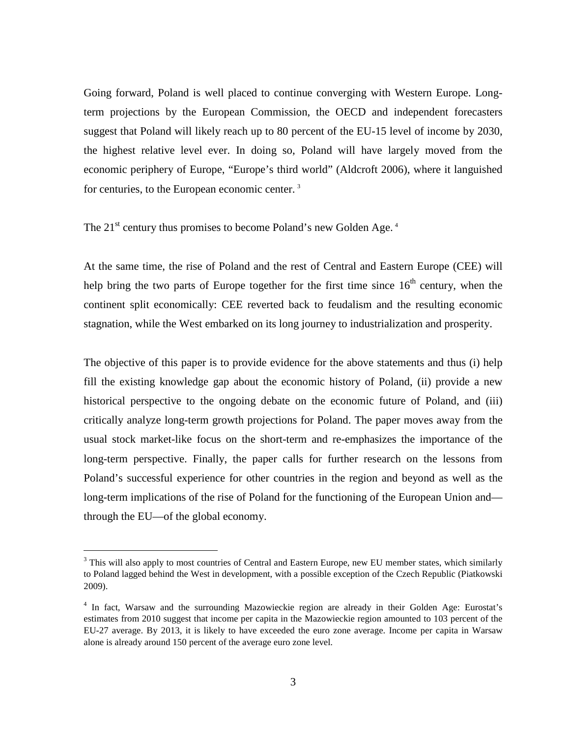Going forward, Poland is well placed to continue converging with Western Europe. Long-term projections by the European Commission, the OECD and independent forecasters suggest that Poland will likely reach up to 80 percent of the EU-15 level of income by 2030, the highest relative level ever. In doing so, Poland will have largely moved from the economic periphery of Europe, "Europe's third world" (Aldcroft 2006), where it languished for centuries, to the European economic center. [3]

The 21st century thus promises to become Poland's new Golden Age. [4]

At the same time, the rise of Poland and the rest of Central and Eastern Europe (CEE) will help bring the two parts of Europe together for the first time since 16th century, when the continent split economically: CEE reverted back to feudalism and the resulting economic stagnation, while the West embarked on its long journey to industrialization and prosperity.

The objective of this paper is to provide evidence for the above statements and thus (i) help fill the existing knowledge gap about the economic history of Poland, (ii) provide a new historical perspective to the ongoing debate on the economic future of Poland, and (iii) critically analyze long-term growth projections for Poland. The paper moves away from the usual stock market-like focus on the short-term and re-emphasizes the importance of the long-term perspective. Finally, the paper calls for further research on the lessons from Poland's successful experience for other countries in the region and beyond as well as the long-term implications of the rise of Poland for the functioning of the European Union and—through the EU—of the global economy.

---

[3] This will also apply to most countries of Central and Eastern Europe, new EU member states, which similarly to Poland lagged behind the West in development, with a possible exception of the Czech Republic (Piatkowski 2009).

[4] In fact, Warsaw and the surrounding Mazowieckie region are already in their Golden Age: Eurostat's estimates from 2010 suggest that income per capita in the Mazowieckie region amounted to 103 percent of the EU-27 average. By 2013, it is likely to have exceeded the euro zone average. Income per capita in Warsaw alone is already around 150 percent of the average euro zone level.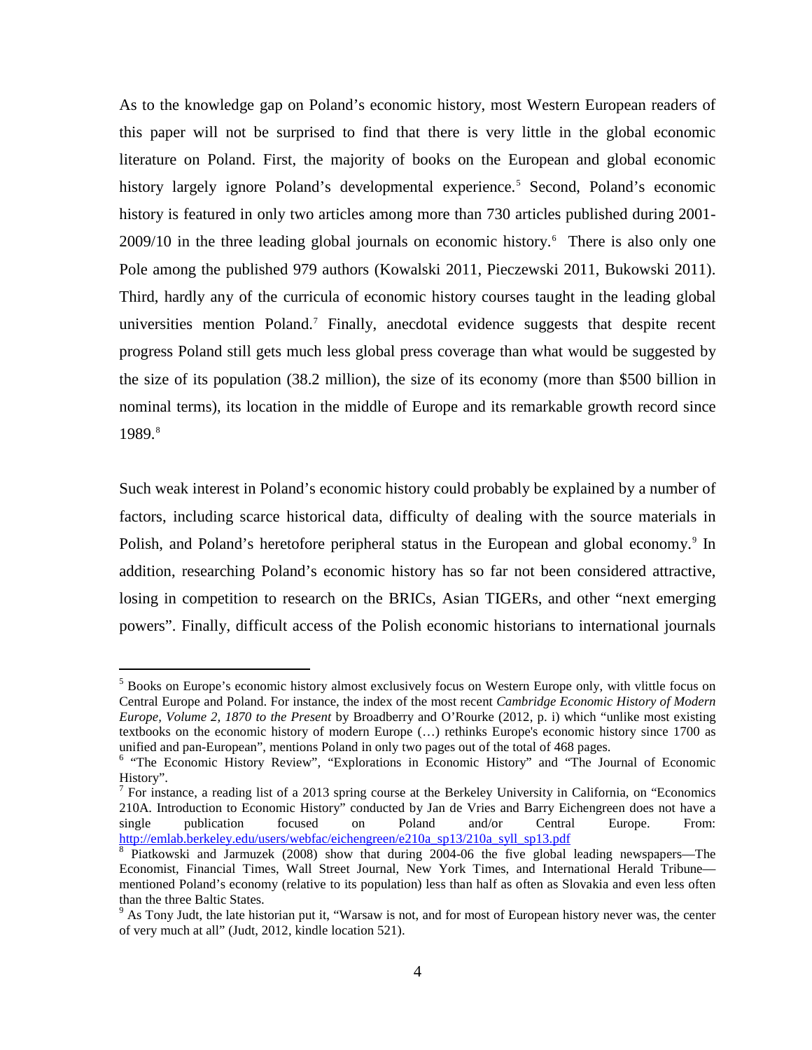As to the knowledge gap on Poland's economic history, most Western European readers of this paper will not be surprised to find that there is very little in the global economic literature on Poland. First, the majority of books on the European and global economic history largely ignore Poland's developmental experience.[5] Second, Poland's economic history is featured in only two articles among more than 730 articles published during 2001-2009/10 in the three leading global journals on economic history.[6] There is also only one Pole among the published 979 authors (Kowalski 2011, Pieczewski 2011, Bukowski 2011). Third, hardly any of the curricula of economic history courses taught in the leading global universities mention Poland.[7] Finally, anecdotal evidence suggests that despite recent progress Poland still gets much less global press coverage than what would be suggested by the size of its population (38.2 million), the size of its economy (more than $500 billion in nominal terms), its location in the middle of Europe and its remarkable growth record since 1989.[8]

Such weak interest in Poland's economic history could probably be explained by a number of factors, including scarce historical data, difficulty of dealing with the source materials in Polish, and Poland's heretofore peripheral status in the European and global economy.[9] In addition, researching Poland's economic history has so far not been considered attractive, losing in competition to research on the BRICs, Asian TIGERs, and other "next emerging powers". Finally, difficult access of the Polish economic historians to international journals

---

[5] Books on Europe's economic history almost exclusively focus on Western Europe only, with vlittle focus on Central Europe and Poland. For instance, the index of the most recent *Cambridge Economic History of Modern Europe, Volume 2, 1870 to the Present* by Broadberry and O'Rourke (2012, p. i) which "unlike most existing textbooks on the economic history of modern Europe (…) rethinks Europe's economic history since 1700 as unified and pan-European", mentions Poland in only two pages out of the total of 468 pages.

[6] "The Economic History Review", "Explorations in Economic History" and "The Journal of Economic History".

[7] For instance, a reading list of a 2013 spring course at the Berkeley University in California, on "Economics 210A. Introduction to Economic History" conducted by Jan de Vries and Barry Eichengreen does not have a single publication focused on Poland and/or Central Europe. From: http://emlab.berkeley.edu/users/webfac/eichengreen/e210a_sp13/210a_syll_sp13.pdf

[8] Piatkowski and Jarmuzek (2008) show that during 2004-06 the five global leading newspapers—The Economist, Financial Times, Wall Street Journal, New York Times, and International Herald Tribune—mentioned Poland's economy (relative to its population) less than half as often as Slovakia and even less often than the three Baltic States.

[9] As Tony Judt, the late historian put it, "Warsaw is not, and for most of European history never was, the center of very much at all" (Judt, 2012, kindle location 521).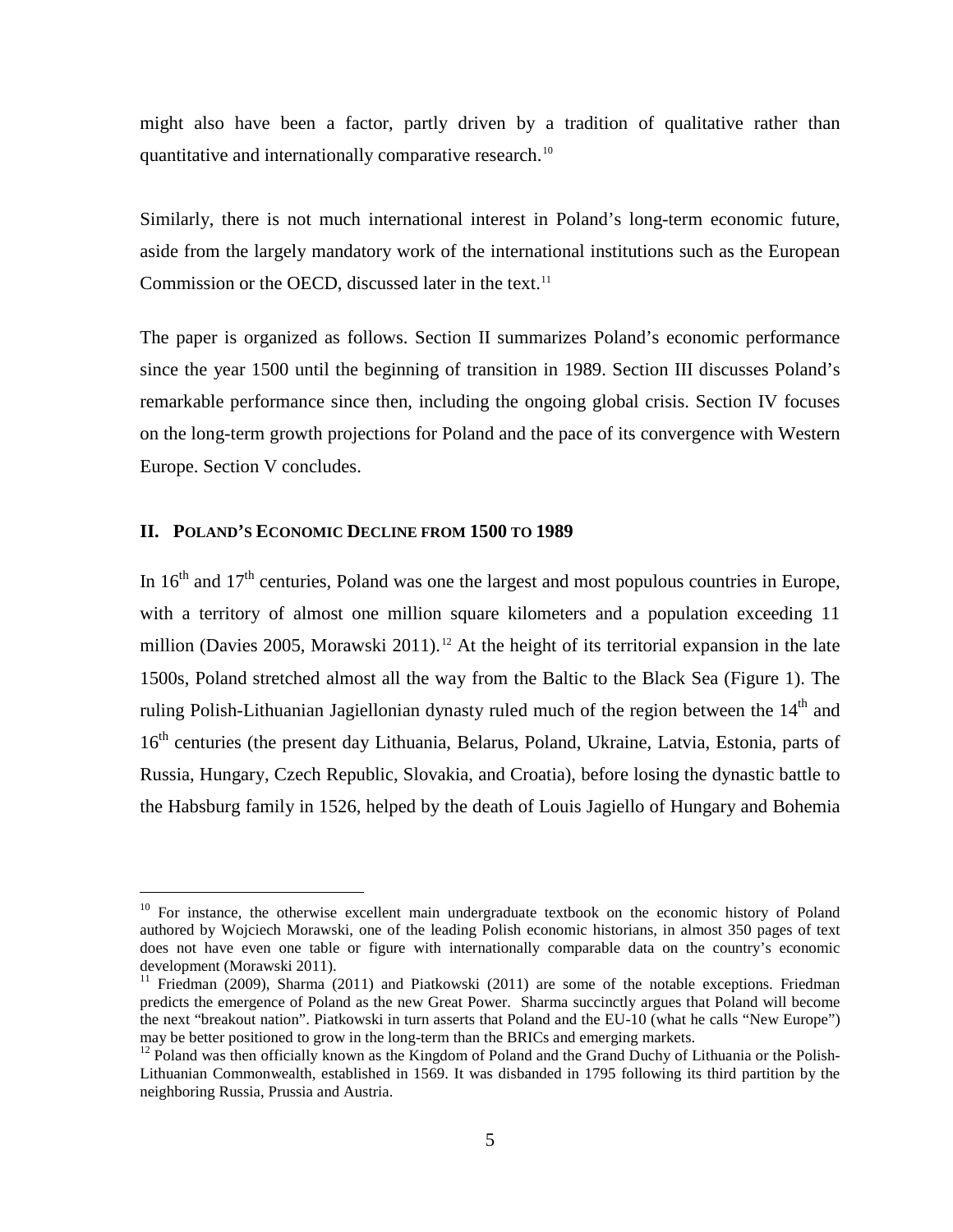might also have been a factor, partly driven by a tradition of qualitative rather than quantitative and internationally comparative research.[10]

Similarly, there is not much international interest in Poland's long-term economic future, aside from the largely mandatory work of the international institutions such as the European Commission or the OECD, discussed later in the text.[11]

The paper is organized as follows. Section II summarizes Poland's economic performance since the year 1500 until the beginning of transition in 1989. Section III discusses Poland's remarkable performance since then, including the ongoing global crisis. Section IV focuses on the long-term growth projections for Poland and the pace of its convergence with Western Europe. Section V concludes.

## II. Poland's Economic Decline from 1500 to 1989

In 16$^{th}$ and 17$^{th}$ centuries, Poland was one the largest and most populous countries in Europe, with a territory of almost one million square kilometers and a population exceeding 11 million (Davies 2005, Morawski 2011).[12] At the height of its territorial expansion in the late 1500s, Poland stretched almost all the way from the Baltic to the Black Sea (Figure 1). The ruling Polish-Lithuanian Jagiellonian dynasty ruled much of the region between the 14$^{th}$ and 16$^{th}$ centuries (the present day Lithuania, Belarus, Poland, Ukraine, Latvia, Estonia, parts of Russia, Hungary, Czech Republic, Slovakia, and Croatia), before losing the dynastic battle to the Habsburg family in 1526, helped by the death of Louis Jagiello of Hungary and Bohemia

---

[10] For instance, the otherwise excellent main undergraduate textbook on the economic history of Poland authored by Wojciech Morawski, one of the leading Polish economic historians, in almost 350 pages of text does not have even one table or figure with internationally comparable data on the country's economic development (Morawski 2011).

[11] Friedman (2009), Sharma (2011) and Piatkowski (2011) are some of the notable exceptions. Friedman predicts the emergence of Poland as the new Great Power. Sharma succinctly argues that Poland will become the next "breakout nation". Piatkowski in turn asserts that Poland and the EU-10 (what he calls "New Europe") may be better positioned to grow in the long-term than the BRICs and emerging markets.

[12] Poland was then officially known as the Kingdom of Poland and the Grand Duchy of Lithuania or the Polish-Lithuanian Commonwealth, established in 1569. It was disbanded in 1795 following its third partition by the neighboring Russia, Prussia and Austria.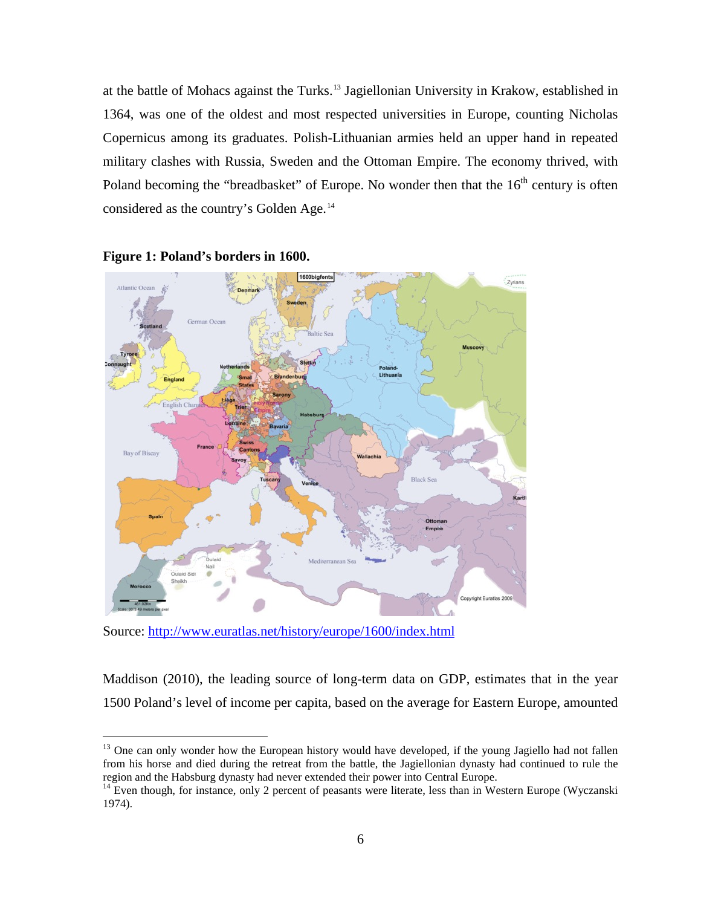at the battle of Mohacs against the Turks.[13] Jagiellonian University in Krakow, established in 1364, was one of the oldest and most respected universities in Europe, counting Nicholas Copernicus among its graduates. Polish-Lithuanian armies held an upper hand in repeated military clashes with Russia, Sweden and the Ottoman Empire. The economy thrived, with Poland becoming the "breadbasket" of Europe. No wonder then that the 16th century is often considered as the country's Golden Age.[14]

**Figure 1: Poland's borders in 1600.**

Source: http://www.euratlas.net/history/europe/1600/index.html

Maddison (2010), the leading source of long-term data on GDP, estimates that in the year 1500 Poland's level of income per capita, based on the average for Eastern Europe, amounted

---

[13] One can only wonder how the European history would have developed, if the young Jagiello had not fallen from his horse and died during the retreat from the battle, the Jagiellonian dynasty had continued to rule the region and the Habsburg dynasty had never extended their power into Central Europe.

[14] Even though, for instance, only 2 percent of peasants were literate, less than in Western Europe (Wyczanski 1974).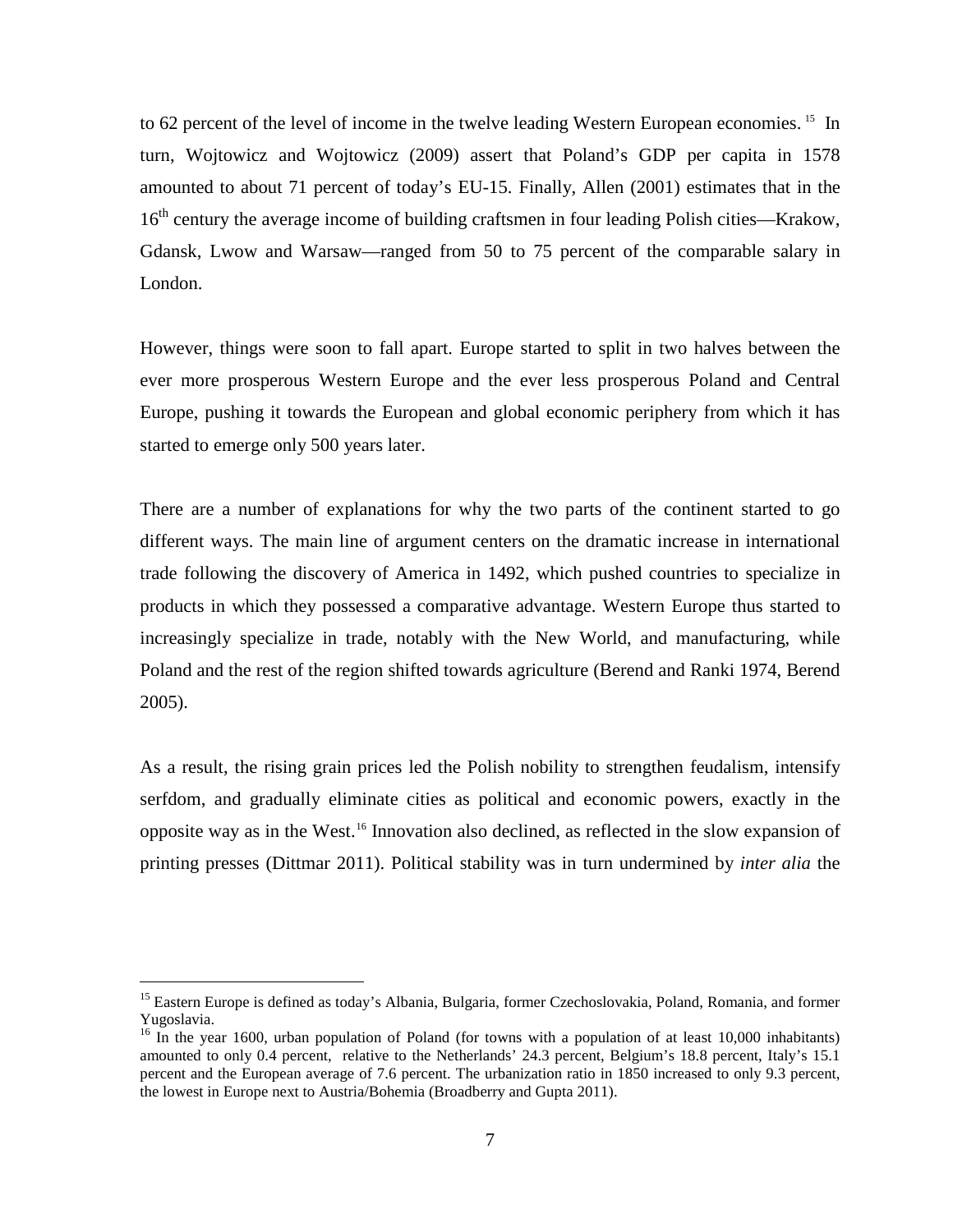to 62 percent of the level of income in the twelve leading Western European economies.[15] In turn, Wojtowicz and Wojtowicz (2009) assert that Poland's GDP per capita in 1578 amounted to about 71 percent of today's EU-15. Finally, Allen (2001) estimates that in the 16th century the average income of building craftsmen in four leading Polish cities—Krakow, Gdansk, Lwow and Warsaw—ranged from 50 to 75 percent of the comparable salary in London.

However, things were soon to fall apart. Europe started to split in two halves between the ever more prosperous Western Europe and the ever less prosperous Poland and Central Europe, pushing it towards the European and global economic periphery from which it has started to emerge only 500 years later.

There are a number of explanations for why the two parts of the continent started to go different ways. The main line of argument centers on the dramatic increase in international trade following the discovery of America in 1492, which pushed countries to specialize in products in which they possessed a comparative advantage. Western Europe thus started to increasingly specialize in trade, notably with the New World, and manufacturing, while Poland and the rest of the region shifted towards agriculture (Berend and Ranki 1974, Berend 2005).

As a result, the rising grain prices led the Polish nobility to strengthen feudalism, intensify serfdom, and gradually eliminate cities as political and economic powers, exactly in the opposite way as in the West.[16] Innovation also declined, as reflected in the slow expansion of printing presses (Dittmar 2011). Political stability was in turn undermined by *inter alia* the

---

[15] Eastern Europe is defined as today's Albania, Bulgaria, former Czechoslovakia, Poland, Romania, and former Yugoslavia.

[16] In the year 1600, urban population of Poland (for towns with a population of at least 10,000 inhabitants) amounted to only 0.4 percent, relative to the Netherlands' 24.3 percent, Belgium's 18.8 percent, Italy's 15.1 percent and the European average of 7.6 percent. The urbanization ratio in 1850 increased to only 9.3 percent, the lowest in Europe next to Austria/Bohemia (Broadberry and Gupta 2011).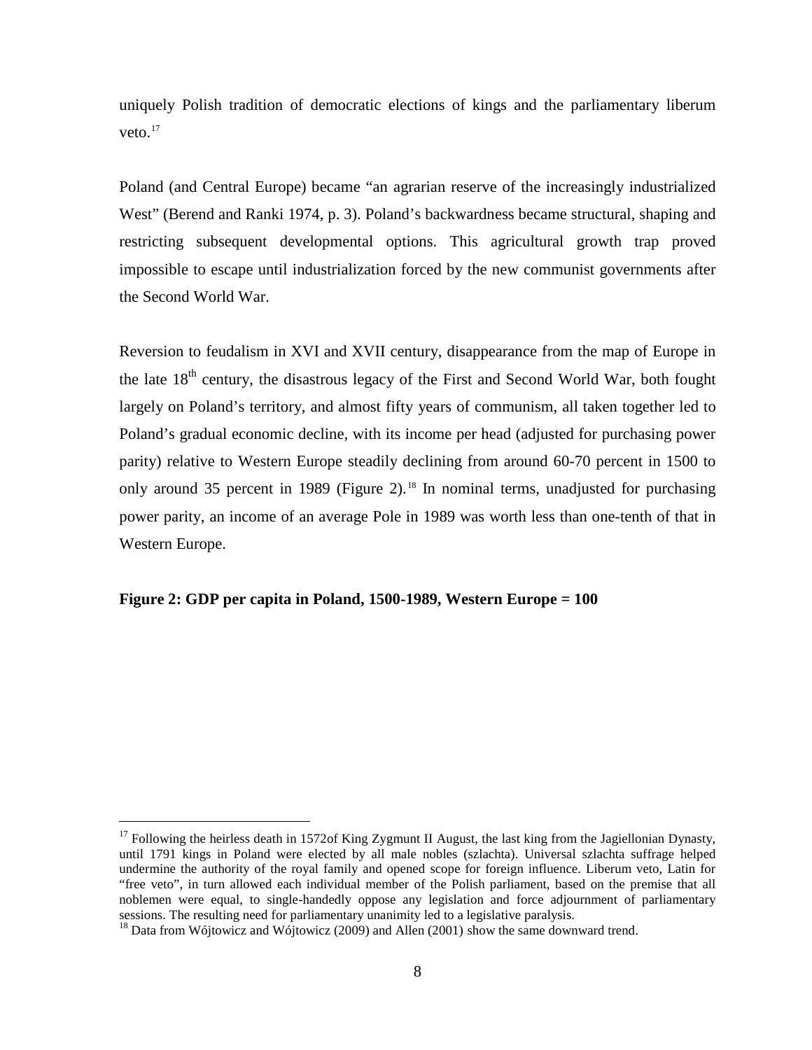uniquely Polish tradition of democratic elections of kings and the parliamentary liberum veto.[17]

Poland (and Central Europe) became "an agrarian reserve of the increasingly industrialized West" (Berend and Ranki 1974, p. 3). Poland's backwardness became structural, shaping and restricting subsequent developmental options. This agricultural growth trap proved impossible to escape until industrialization forced by the new communist governments after the Second World War.

Reversion to feudalism in XVI and XVII century, disappearance from the map of Europe in the late 18th century, the disastrous legacy of the First and Second World War, both fought largely on Poland's territory, and almost fifty years of communism, all taken together led to Poland's gradual economic decline, with its income per head (adjusted for purchasing power parity) relative to Western Europe steadily declining from around 60-70 percent in 1500 to only around 35 percent in 1989 (Figure 2).[18] In nominal terms, unadjusted for purchasing power parity, an income of an average Pole in 1989 was worth less than one-tenth of that in Western Europe.

**Figure 2: GDP per capita in Poland, 1500-1989, Western Europe = 100**

---

[17] Following the heirless death in 1572of King Zygmunt II August, the last king from the Jagiellonian Dynasty, until 1791 kings in Poland were elected by all male nobles (szlachta). Universal szlachta suffrage helped undermine the authority of the royal family and opened scope for foreign influence. Liberum veto, Latin for "free veto", in turn allowed each individual member of the Polish parliament, based on the premise that all noblemen were equal, to single-handedly oppose any legislation and force adjournment of parliamentary sessions. The resulting need for parliamentary unanimity led to a legislative paralysis.

[18] Data from Wójtowicz and Wójtowicz (2009) and Allen (2001) show the same downward trend.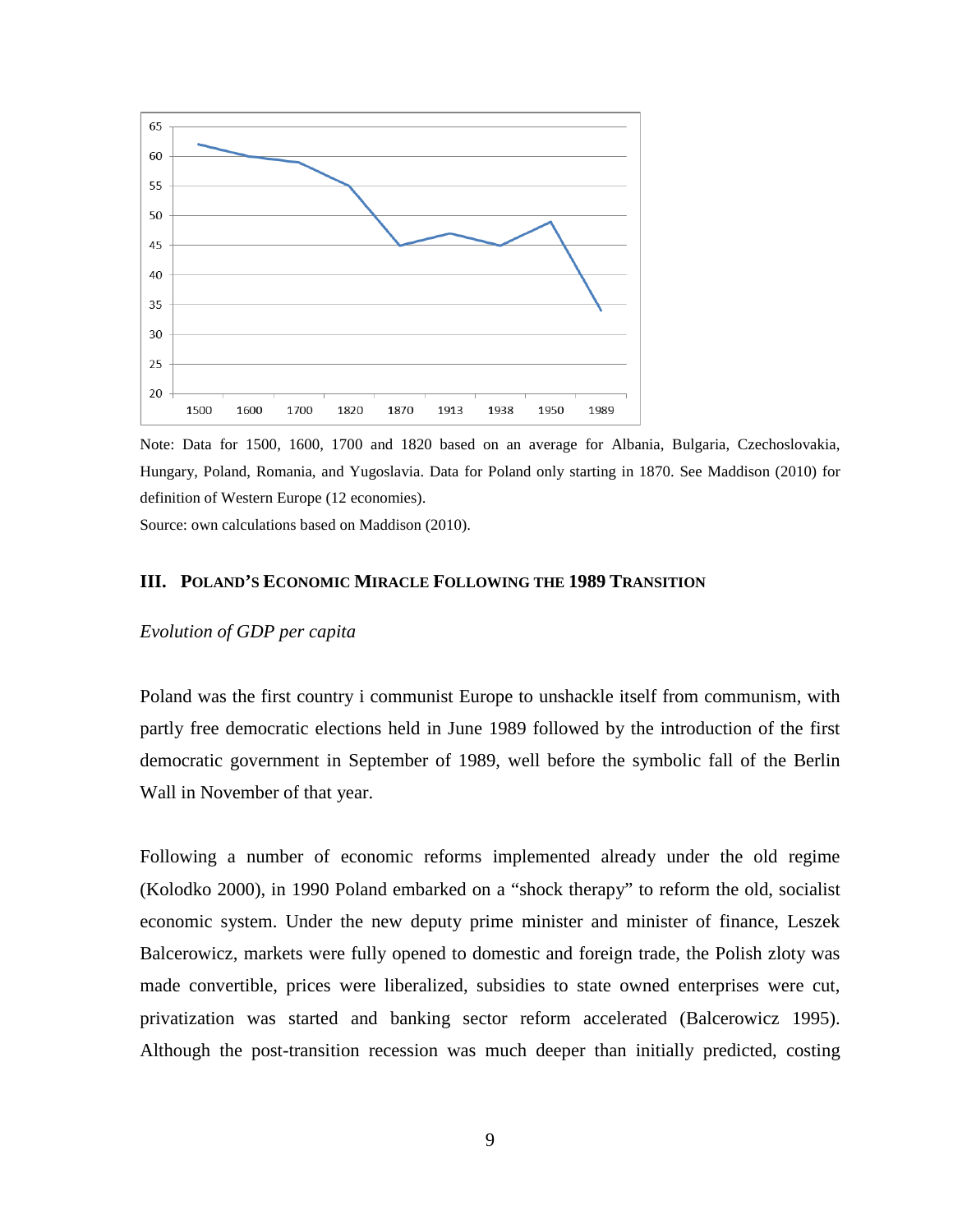Note: Data for 1500, 1600, 1700 and 1820 based on an average for Albania, Bulgaria, Czechoslovakia, Hungary, Poland, Romania, and Yugoslavia. Data for Poland only starting in 1870. See Maddison (2010) for definition of Western Europe (12 economies).

Source: own calculations based on Maddison (2010).

## III. Poland's Economic Miracle Following the 1989 Transition

*Evolution of GDP per capita*

Poland was the first country i communist Europe to unshackle itself from communism, with partly free democratic elections held in June 1989 followed by the introduction of the first democratic government in September of 1989, well before the symbolic fall of the Berlin Wall in November of that year.

Following a number of economic reforms implemented already under the old regime (Kolodko 2000), in 1990 Poland embarked on a "shock therapy" to reform the old, socialist economic system. Under the new deputy prime minister and minister of finance, Leszek Balcerowicz, markets were fully opened to domestic and foreign trade, the Polish zloty was made convertible, prices were liberalized, subsidies to state owned enterprises were cut, privatization was started and banking sector reform accelerated (Balcerowicz 1995). Although the post-transition recession was much deeper than initially predicted, costing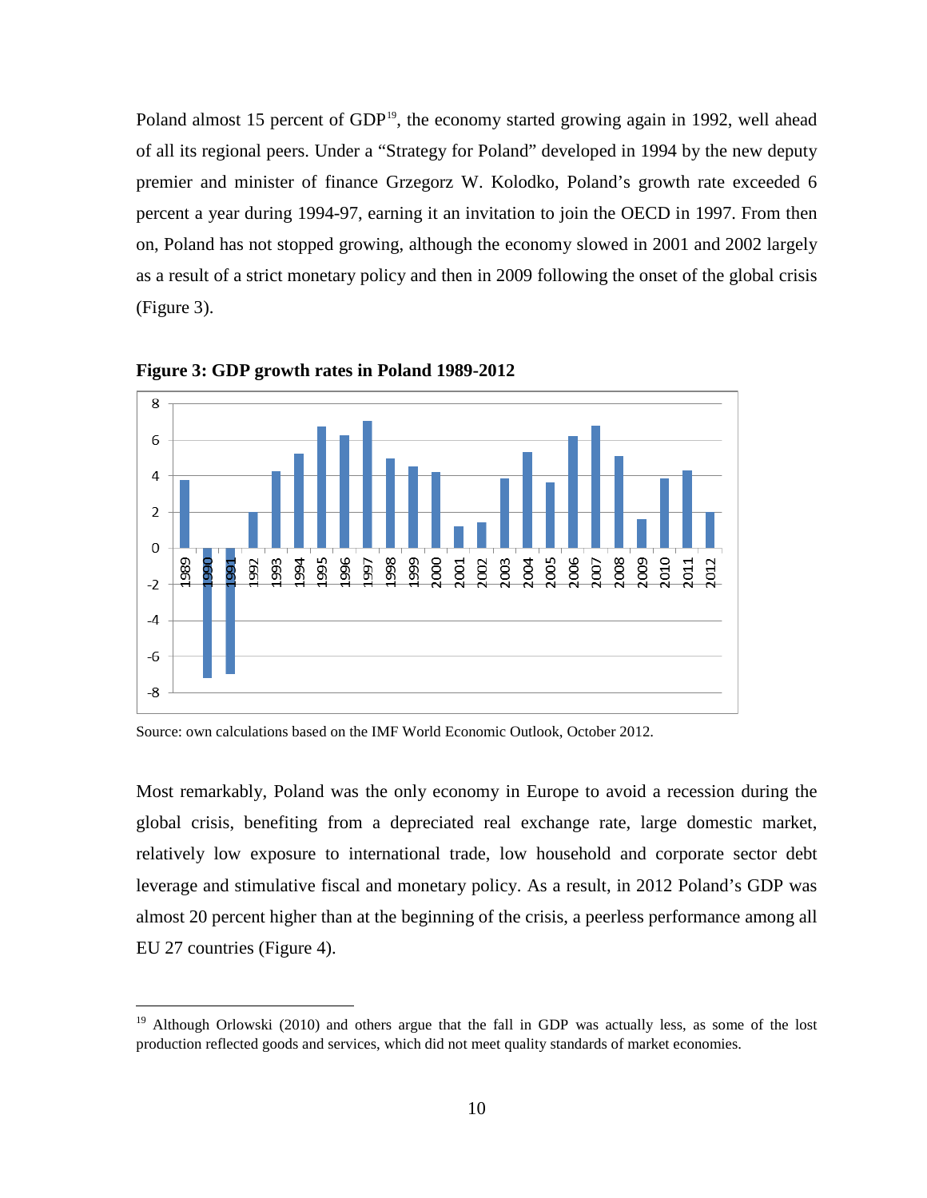Poland almost 15 percent of GDP[19], the economy started growing again in 1992, well ahead of all its regional peers. Under a "Strategy for Poland" developed in 1994 by the new deputy premier and minister of finance Grzegorz W. Kolodko, Poland's growth rate exceeded 6 percent a year during 1994-97, earning it an invitation to join the OECD in 1997. From then on, Poland has not stopped growing, although the economy slowed in 2001 and 2002 largely as a result of a strict monetary policy and then in 2009 following the onset of the global crisis (Figure 3).

**Figure 3: GDP growth rates in Poland 1989-2012**

Source: own calculations based on the IMF World Economic Outlook, October 2012.

Most remarkably, Poland was the only economy in Europe to avoid a recession during the global crisis, benefiting from a depreciated real exchange rate, large domestic market, relatively low exposure to international trade, low household and corporate sector debt leverage and stimulative fiscal and monetary policy. As a result, in 2012 Poland's GDP was almost 20 percent higher than at the beginning of the crisis, a peerless performance among all EU 27 countries (Figure 4).

---

[19] Although Orlowski (2010) and others argue that the fall in GDP was actually less, as some of the lost production reflected goods and services, which did not meet quality standards of market economies.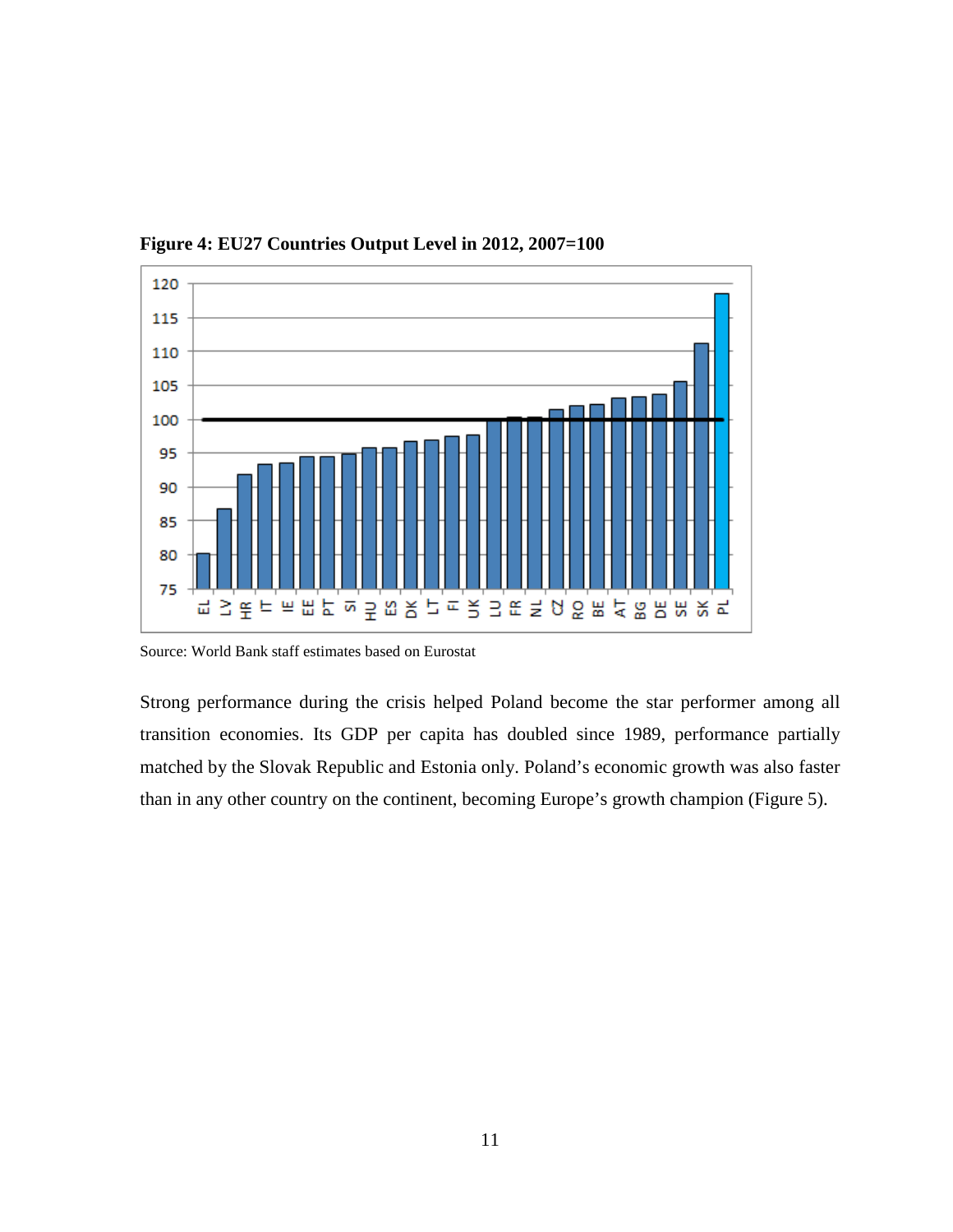**Figure 4: EU27 Countries Output Level in 2012, 2007=100**

Source: World Bank staff estimates based on Eurostat

Strong performance during the crisis helped Poland become the star performer among all transition economies. Its GDP per capita has doubled since 1989, performance partially matched by the Slovak Republic and Estonia only. Poland's economic growth was also faster than in any other country on the continent, becoming Europe's growth champion (Figure 5).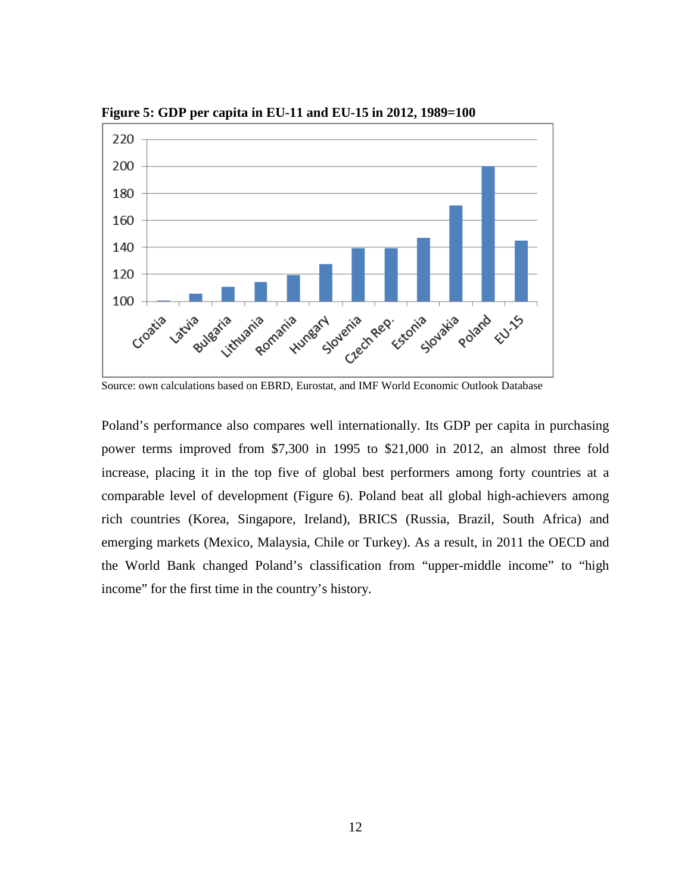**Figure 5: GDP per capita in EU-11 and EU-15 in 2012, 1989=100**

Source: own calculations based on EBRD, Eurostat, and IMF World Economic Outlook Database

Poland's performance also compares well internationally. Its GDP per capita in purchasing power terms improved from \$7,300 in 1995 to \$21,000 in 2012, an almost three fold increase, placing it in the top five of global best performers among forty countries at a comparable level of development (Figure 6). Poland beat all global high-achievers among rich countries (Korea, Singapore, Ireland), BRICS (Russia, Brazil, South Africa) and emerging markets (Mexico, Malaysia, Chile or Turkey). As a result, in 2011 the OECD and the World Bank changed Poland's classification from "upper-middle income" to "high income" for the first time in the country's history.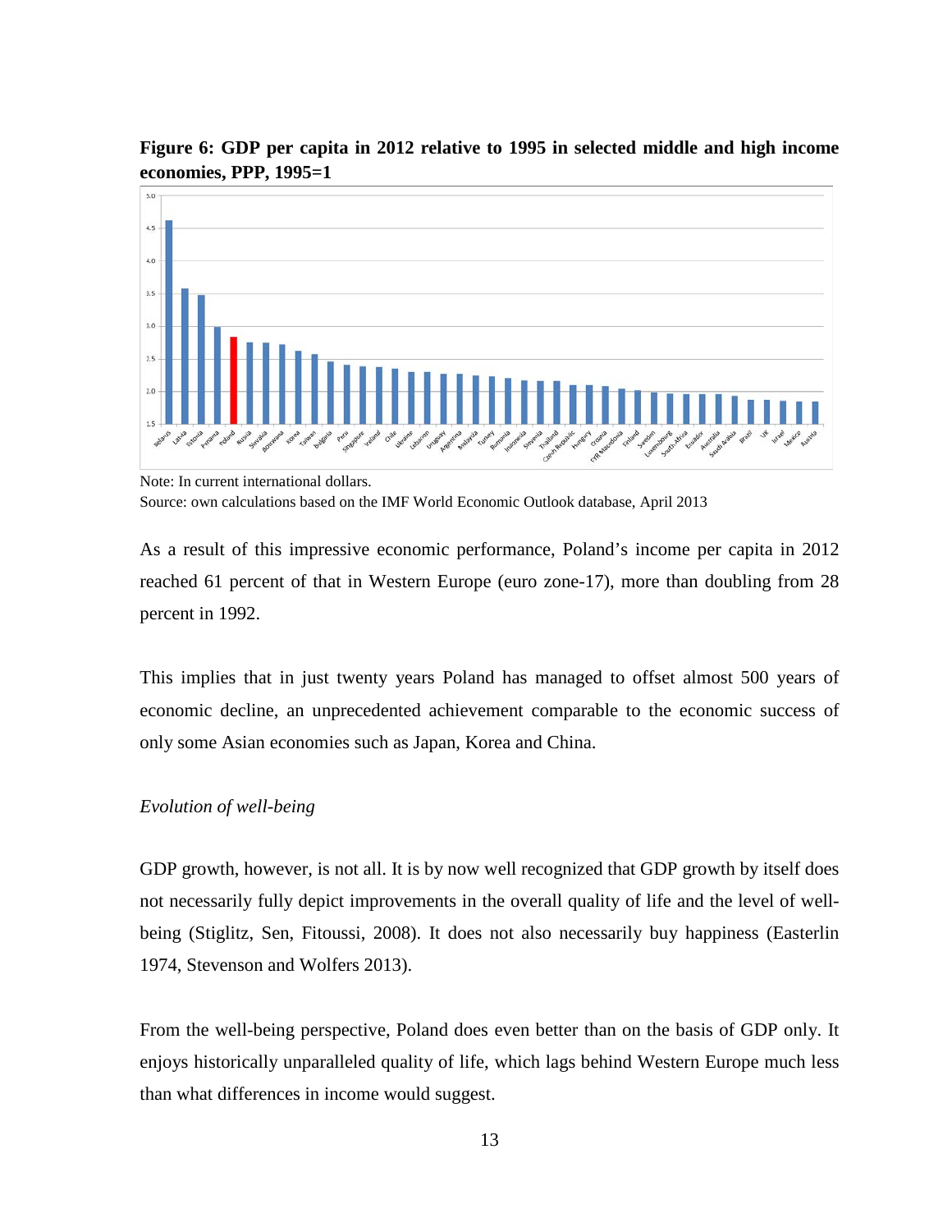**Figure 6: GDP per capita in 2012 relative to 1995 in selected middle and high income economies, PPP, 1995=1**

Note: In current international dollars.
Source: own calculations based on the IMF World Economic Outlook database, April 2013

As a result of this impressive economic performance, Poland's income per capita in 2012 reached 61 percent of that in Western Europe (euro zone-17), more than doubling from 28 percent in 1992.

This implies that in just twenty years Poland has managed to offset almost 500 years of economic decline, an unprecedented achievement comparable to the economic success of only some Asian economies such as Japan, Korea and China.

*Evolution of well-being*

GDP growth, however, is not all. It is by now well recognized that GDP growth by itself does not necessarily fully depict improvements in the overall quality of life and the level of well-being (Stiglitz, Sen, Fitoussi, 2008). It does not also necessarily buy happiness (Easterlin 1974, Stevenson and Wolfers 2013).

From the well-being perspective, Poland does even better than on the basis of GDP only. It enjoys historically unparalleled quality of life, which lags behind Western Europe much less than what differences in income would suggest.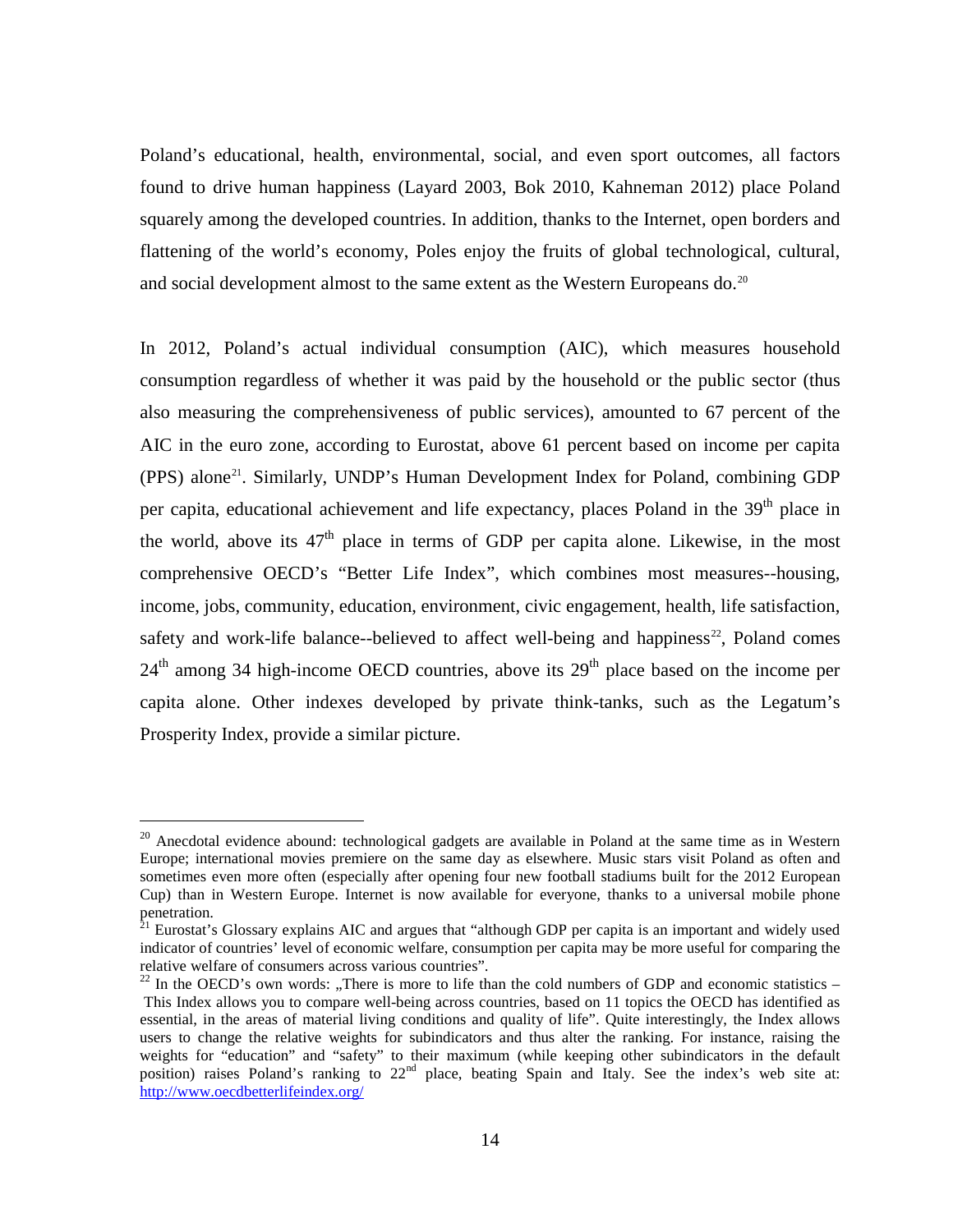Poland's educational, health, environmental, social, and even sport outcomes, all factors found to drive human happiness (Layard 2003, Bok 2010, Kahneman 2012) place Poland squarely among the developed countries. In addition, thanks to the Internet, open borders and flattening of the world's economy, Poles enjoy the fruits of global technological, cultural, and social development almost to the same extent as the Western Europeans do.[20]

In 2012, Poland's actual individual consumption (AIC), which measures household consumption regardless of whether it was paid by the household or the public sector (thus also measuring the comprehensiveness of public services), amounted to 67 percent of the AIC in the euro zone, according to Eurostat, above 61 percent based on income per capita (PPS) alone[21]. Similarly, UNDP's Human Development Index for Poland, combining GDP per capita, educational achievement and life expectancy, places Poland in the 39th place in the world, above its 47th place in terms of GDP per capita alone. Likewise, in the most comprehensive OECD's "Better Life Index", which combines most measures--housing, income, jobs, community, education, environment, civic engagement, health, life satisfaction, safety and work-life balance--believed to affect well-being and happiness[22], Poland comes 24th among 34 high-income OECD countries, above its 29th place based on the income per capita alone. Other indexes developed by private think-tanks, such as the Legatum's Prosperity Index, provide a similar picture.

---

[20] Anecdotal evidence abound: technological gadgets are available in Poland at the same time as in Western Europe; international movies premiere on the same day as elsewhere. Music stars visit Poland as often and sometimes even more often (especially after opening four new football stadiums built for the 2012 European Cup) than in Western Europe. Internet is now available for everyone, thanks to a universal mobile phone penetration.

[21] Eurostat's Glossary explains AIC and argues that "although GDP per capita is an important and widely used indicator of countries' level of economic welfare, consumption per capita may be more useful for comparing the relative welfare of consumers across various countries".

[22] In the OECD's own words: „There is more to life than the cold numbers of GDP and economic statistics – This Index allows you to compare well-being across countries, based on 11 topics the OECD has identified as essential, in the areas of material living conditions and quality of life". Quite interestingly, the Index allows users to change the relative weights for subindicators and thus alter the ranking. For instance, raising the weights for "education" and "safety" to their maximum (while keeping other subindicators in the default position) raises Poland's ranking to 22nd place, beating Spain and Italy. See the index's web site at: http://www.oecdbetterlifeindex.org/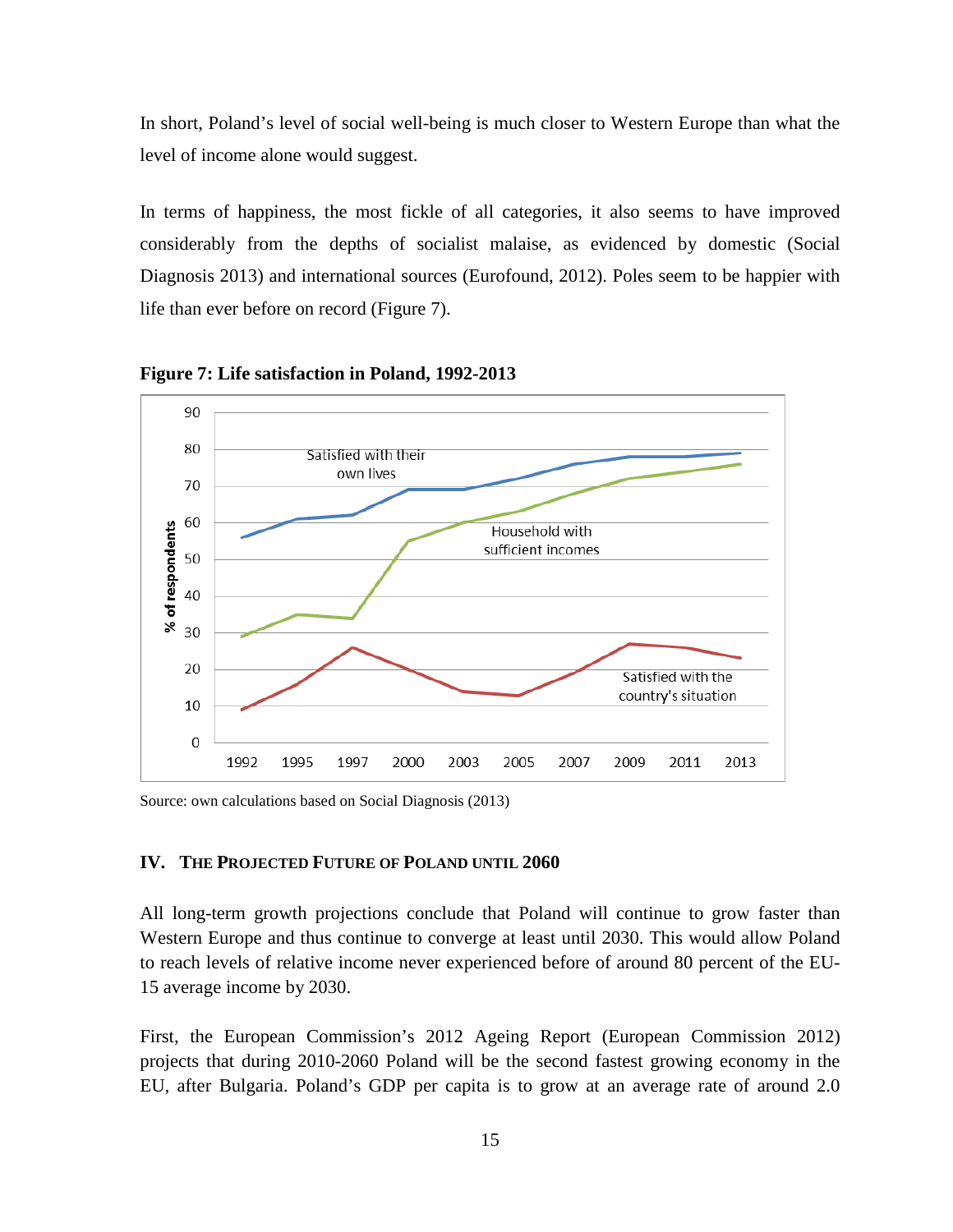In short, Poland's level of social well-being is much closer to Western Europe than what the level of income alone would suggest.

In terms of happiness, the most fickle of all categories, it also seems to have improved considerably from the depths of socialist malaise, as evidenced by domestic (Social Diagnosis 2013) and international sources (Eurofound, 2012). Poles seem to be happier with life than ever before on record (Figure 7).

**Figure 7: Life satisfaction in Poland, 1992-2013**

Source: own calculations based on Social Diagnosis (2013)

## IV. The Projected Future of Poland until 2060

All long-term growth projections conclude that Poland will continue to grow faster than Western Europe and thus continue to converge at least until 2030. This would allow Poland to reach levels of relative income never experienced before of around 80 percent of the EU-15 average income by 2030.

First, the European Commission's 2012 Ageing Report (European Commission 2012) projects that during 2010-2060 Poland will be the second fastest growing economy in the EU, after Bulgaria. Poland's GDP per capita is to grow at an average rate of around 2.0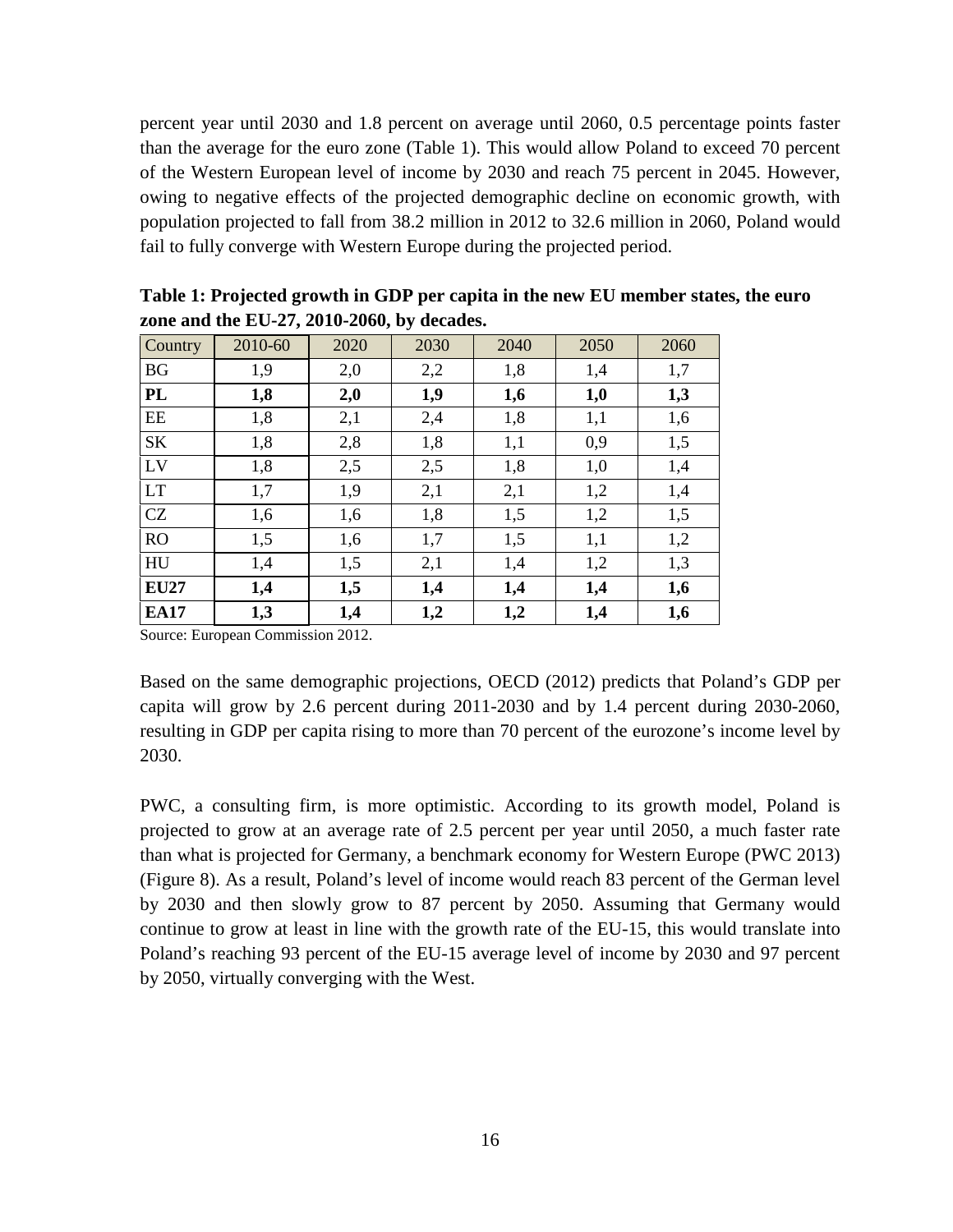percent year until 2030 and 1.8 percent on average until 2060, 0.5 percentage points faster than the average for the euro zone (Table 1). This would allow Poland to exceed 70 percent of the Western European level of income by 2030 and reach 75 percent in 2045. However, owing to negative effects of the projected demographic decline on economic growth, with population projected to fall from 38.2 million in 2012 to 32.6 million in 2060, Poland would fail to fully converge with Western Europe during the projected period.

**Table 1: Projected growth in GDP per capita in the new EU member states, the euro zone and the EU-27, 2010-2060, by decades.**

| Country | 2010-60 | 2020 | 2030 | 2040 | 2050 | 2060 |
|---|---|---|---|---|---|---|
| BG | 1,9 | 2,0 | 2,2 | 1,8 | 1,4 | 1,7 |
| **PL** | **1,8** | **2,0** | **1,9** | **1,6** | **1,0** | **1,3** |
| EE | 1,8 | 2,1 | 2,4 | 1,8 | 1,1 | 1,6 |
| SK | 1,8 | 2,8 | 1,8 | 1,1 | 0,9 | 1,5 |
| LV | 1,8 | 2,5 | 2,5 | 1,8 | 1,0 | 1,4 |
| LT | 1,7 | 1,9 | 2,1 | 2,1 | 1,2 | 1,4 |
| CZ | 1,6 | 1,6 | 1,8 | 1,5 | 1,2 | 1,5 |
| RO | 1,5 | 1,6 | 1,7 | 1,5 | 1,1 | 1,2 |
| HU | 1,4 | 1,5 | 2,1 | 1,4 | 1,2 | 1,3 |
| **EU27** | **1,4** | **1,5** | **1,4** | **1,4** | **1,4** | **1,6** |
| **EA17** | **1,3** | **1,4** | **1,2** | **1,2** | **1,4** | **1,6** |

Source: European Commission 2012.

Based on the same demographic projections, OECD (2012) predicts that Poland's GDP per capita will grow by 2.6 percent during 2011-2030 and by 1.4 percent during 2030-2060, resulting in GDP per capita rising to more than 70 percent of the eurozone's income level by 2030.

PWC, a consulting firm, is more optimistic. According to its growth model, Poland is projected to grow at an average rate of 2.5 percent per year until 2050, a much faster rate than what is projected for Germany, a benchmark economy for Western Europe (PWC 2013) (Figure 8). As a result, Poland's level of income would reach 83 percent of the German level by 2030 and then slowly grow to 87 percent by 2050. Assuming that Germany would continue to grow at least in line with the growth rate of the EU-15, this would translate into Poland's reaching 93 percent of the EU-15 average level of income by 2030 and 97 percent by 2050, virtually converging with the West.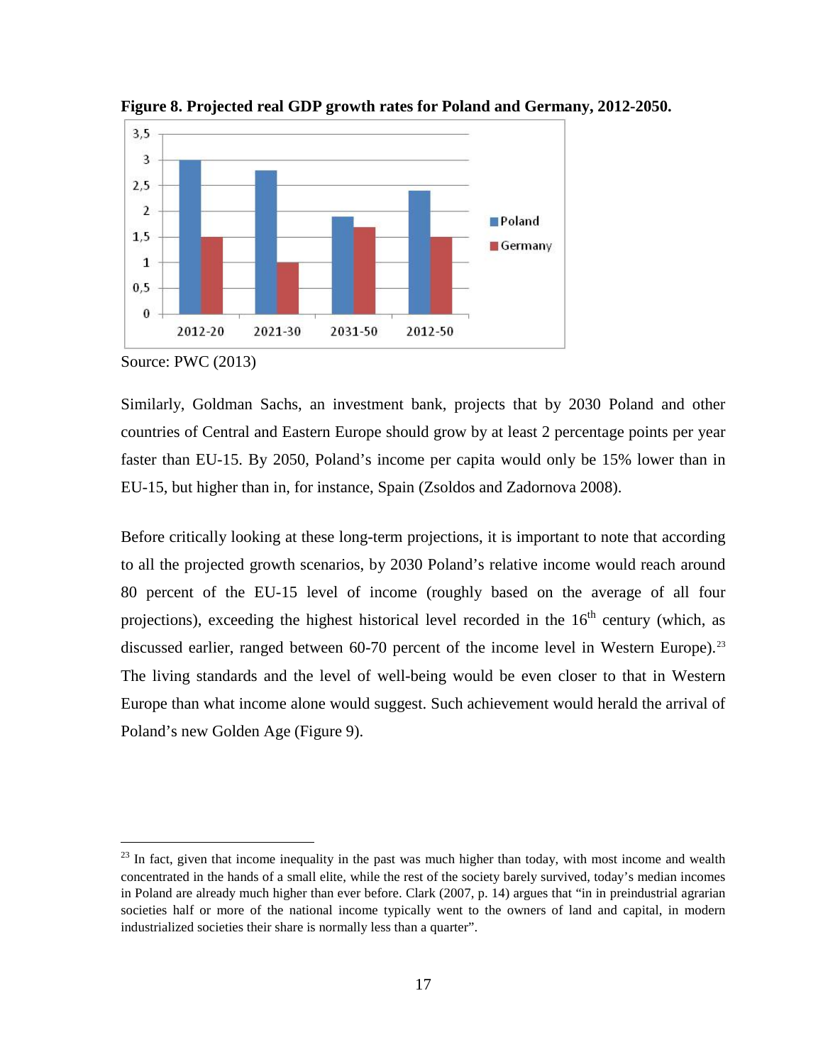**Figure 8. Projected real GDP growth rates for Poland and Germany, 2012-2050.**

Source: PWC (2013)

Similarly, Goldman Sachs, an investment bank, projects that by 2030 Poland and other countries of Central and Eastern Europe should grow by at least 2 percentage points per year faster than EU-15. By 2050, Poland's income per capita would only be 15% lower than in EU-15, but higher than in, for instance, Spain (Zsoldos and Zadornova 2008).

Before critically looking at these long-term projections, it is important to note that according to all the projected growth scenarios, by 2030 Poland's relative income would reach around 80 percent of the EU-15 level of income (roughly based on the average of all four projections), exceeding the highest historical level recorded in the 16th century (which, as discussed earlier, ranged between 60-70 percent of the income level in Western Europe).[23] The living standards and the level of well-being would be even closer to that in Western Europe than what income alone would suggest. Such achievement would herald the arrival of Poland's new Golden Age (Figure 9).

---

[23] In fact, given that income inequality in the past was much higher than today, with most income and wealth concentrated in the hands of a small elite, while the rest of the society barely survived, today's median incomes in Poland are already much higher than ever before. Clark (2007, p. 14) argues that "in in preindustrial agrarian societies half or more of the national income typically went to the owners of land and capital, in modern industrialized societies their share is normally less than a quarter".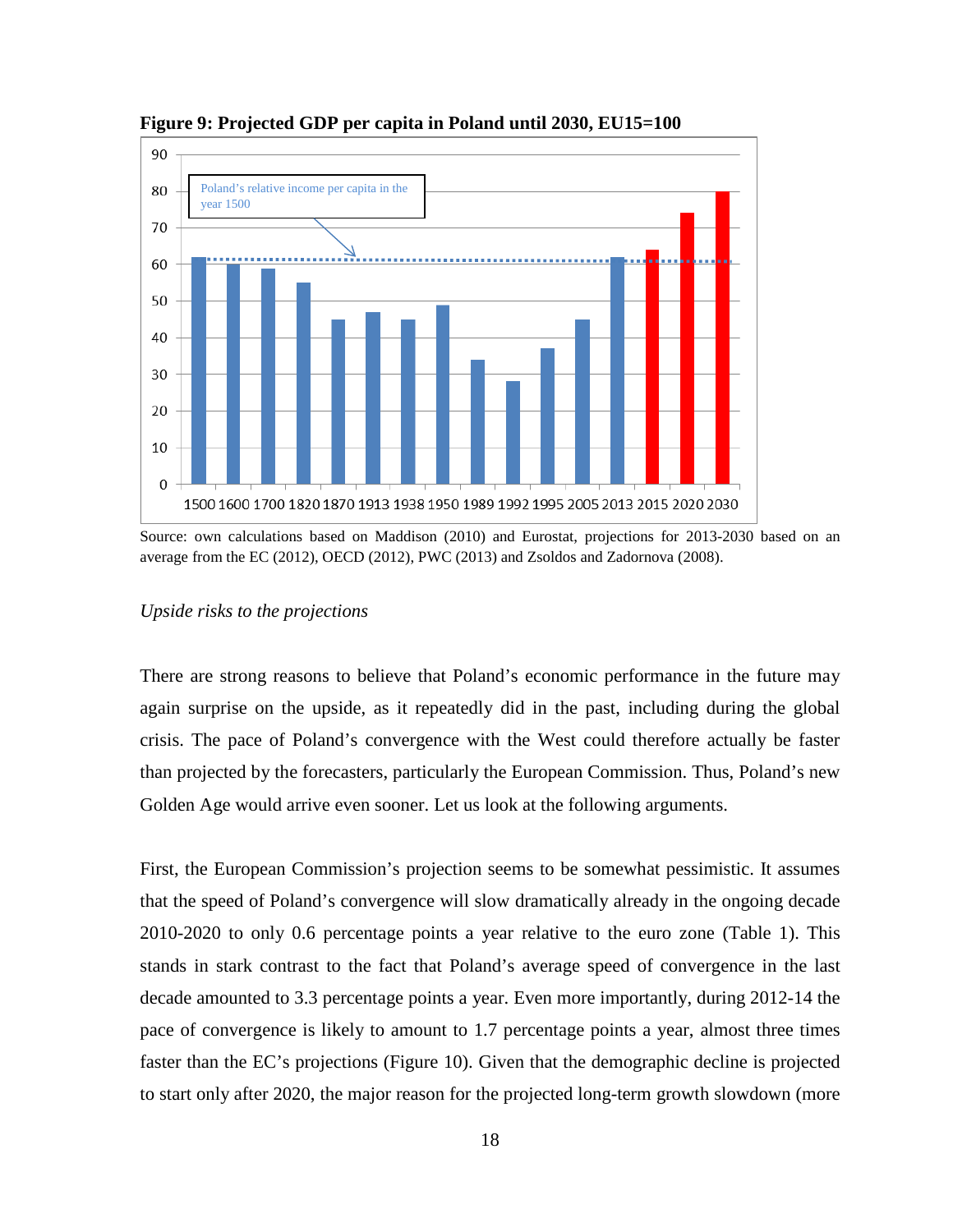**Figure 9: Projected GDP per capita in Poland until 2030, EU15=100**

Source: own calculations based on Maddison (2010) and Eurostat, projections for 2013-2030 based on an average from the EC (2012), OECD (2012), PWC (2013) and Zsoldos and Zadornova (2008).

*Upside risks to the projections*

There are strong reasons to believe that Poland's economic performance in the future may again surprise on the upside, as it repeatedly did in the past, including during the global crisis. The pace of Poland's convergence with the West could therefore actually be faster than projected by the forecasters, particularly the European Commission. Thus, Poland's new Golden Age would arrive even sooner. Let us look at the following arguments.

First, the European Commission's projection seems to be somewhat pessimistic. It assumes that the speed of Poland's convergence will slow dramatically already in the ongoing decade 2010-2020 to only 0.6 percentage points a year relative to the euro zone (Table 1). This stands in stark contrast to the fact that Poland's average speed of convergence in the last decade amounted to 3.3 percentage points a year. Even more importantly, during 2012-14 the pace of convergence is likely to amount to 1.7 percentage points a year, almost three times faster than the EC's projections (Figure 10). Given that the demographic decline is projected to start only after 2020, the major reason for the projected long-term growth slowdown (more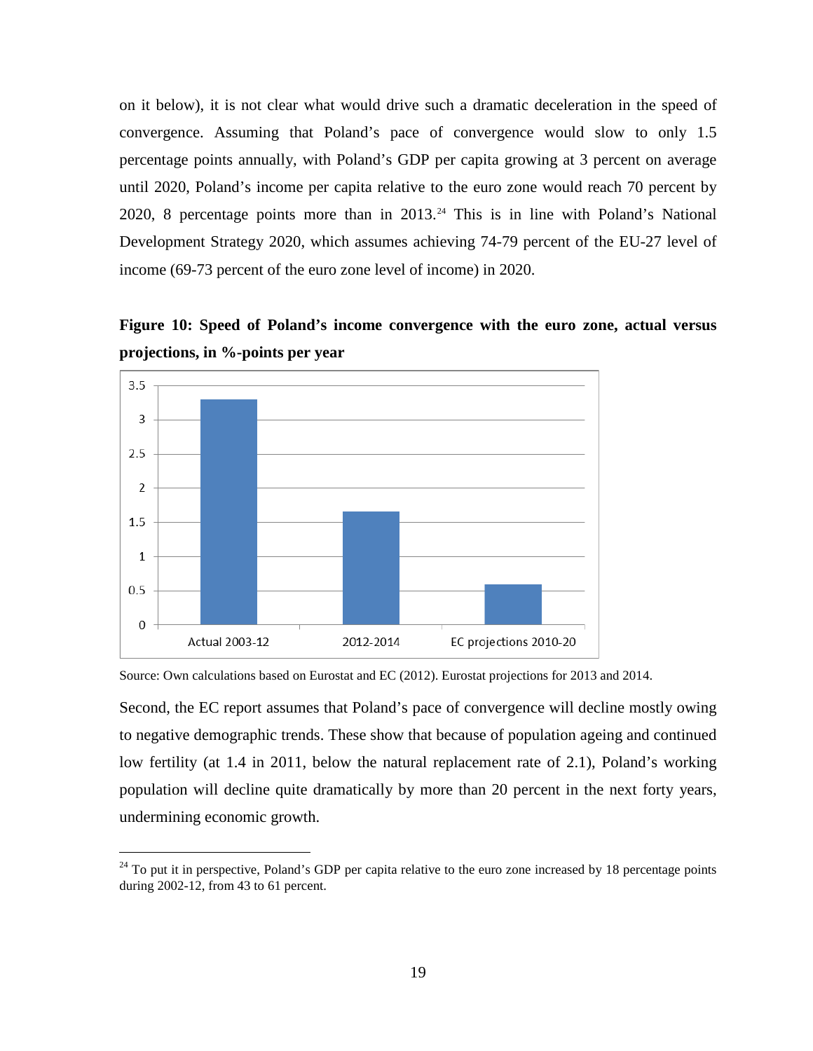on it below), it is not clear what would drive such a dramatic deceleration in the speed of convergence. Assuming that Poland's pace of convergence would slow to only 1.5 percentage points annually, with Poland's GDP per capita growing at 3 percent on average until 2020, Poland's income per capita relative to the euro zone would reach 70 percent by 2020, 8 percentage points more than in 2013.[24] This is in line with Poland's National Development Strategy 2020, which assumes achieving 74-79 percent of the EU-27 level of income (69-73 percent of the euro zone level of income) in 2020.

**Figure 10: Speed of Poland's income convergence with the euro zone, actual versus projections, in %-points per year**

| | %-points per year |
|---|---|
| Actual 2003-12 | 3.3 |
| 2012-2014 | 1.65 |
| EC projections 2010-20 | 0.6 |

Source: Own calculations based on Eurostat and EC (2012). Eurostat projections for 2013 and 2014.

Second, the EC report assumes that Poland's pace of convergence will decline mostly owing to negative demographic trends. These show that because of population ageing and continued low fertility (at 1.4 in 2011, below the natural replacement rate of 2.1), Poland's working population will decline quite dramatically by more than 20 percent in the next forty years, undermining economic growth.

[24] To put it in perspective, Poland's GDP per capita relative to the euro zone increased by 18 percentage points during 2002-12, from 43 to 61 percent.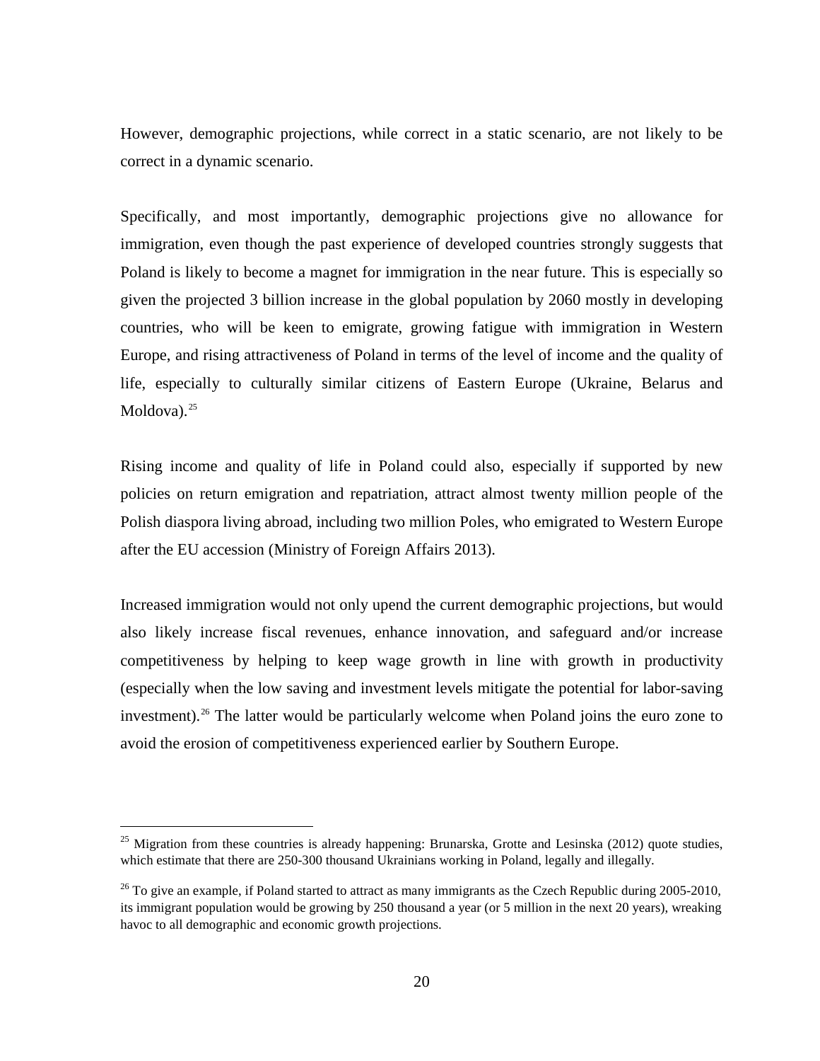However, demographic projections, while correct in a static scenario, are not likely to be correct in a dynamic scenario.

Specifically, and most importantly, demographic projections give no allowance for immigration, even though the past experience of developed countries strongly suggests that Poland is likely to become a magnet for immigration in the near future. This is especially so given the projected 3 billion increase in the global population by 2060 mostly in developing countries, who will be keen to emigrate, growing fatigue with immigration in Western Europe, and rising attractiveness of Poland in terms of the level of income and the quality of life, especially to culturally similar citizens of Eastern Europe (Ukraine, Belarus and Moldova).[25]

Rising income and quality of life in Poland could also, especially if supported by new policies on return emigration and repatriation, attract almost twenty million people of the Polish diaspora living abroad, including two million Poles, who emigrated to Western Europe after the EU accession (Ministry of Foreign Affairs 2013).

Increased immigration would not only upend the current demographic projections, but would also likely increase fiscal revenues, enhance innovation, and safeguard and/or increase competitiveness by helping to keep wage growth in line with growth in productivity (especially when the low saving and investment levels mitigate the potential for labor-saving investment).[26] The latter would be particularly welcome when Poland joins the euro zone to avoid the erosion of competitiveness experienced earlier by Southern Europe.

---

[25] Migration from these countries is already happening: Brunarska, Grotte and Lesinska (2012) quote studies, which estimate that there are 250-300 thousand Ukrainians working in Poland, legally and illegally.

[26] To give an example, if Poland started to attract as many immigrants as the Czech Republic during 2005-2010, its immigrant population would be growing by 250 thousand a year (or 5 million in the next 20 years), wreaking havoc to all demographic and economic growth projections.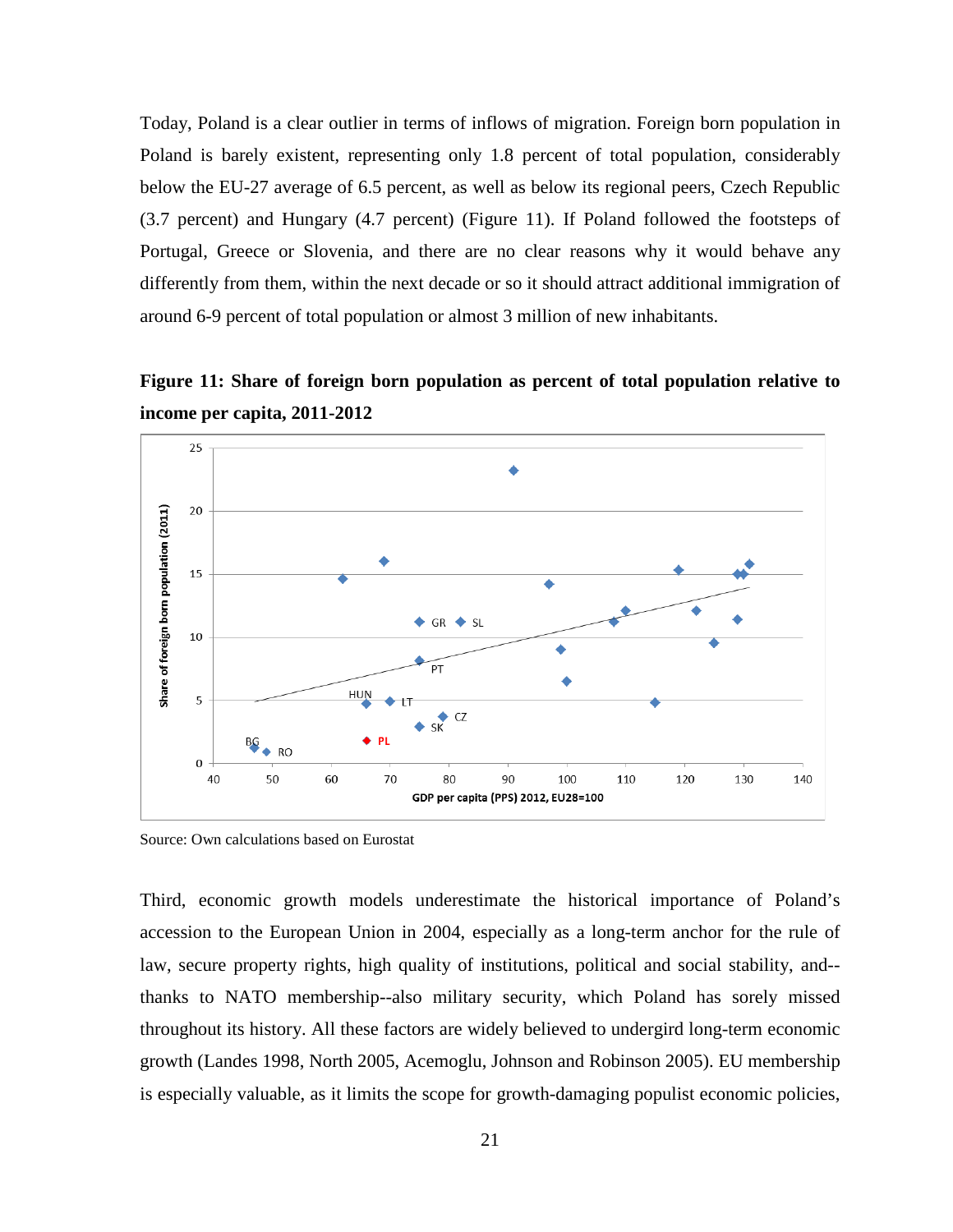Today, Poland is a clear outlier in terms of inflows of migration. Foreign born population in Poland is barely existent, representing only 1.8 percent of total population, considerably below the EU-27 average of 6.5 percent, as well as below its regional peers, Czech Republic (3.7 percent) and Hungary (4.7 percent) (Figure 11). If Poland followed the footsteps of Portugal, Greece or Slovenia, and there are no clear reasons why it would behave any differently from them, within the next decade or so it should attract additional immigration of around 6-9 percent of total population or almost 3 million of new inhabitants.

**Figure 11: Share of foreign born population as percent of total population relative to income per capita, 2011-2012**

Source: Own calculations based on Eurostat

Third, economic growth models underestimate the historical importance of Poland's accession to the European Union in 2004, especially as a long-term anchor for the rule of law, secure property rights, high quality of institutions, political and social stability, and--thanks to NATO membership--also military security, which Poland has sorely missed throughout its history. All these factors are widely believed to undergird long-term economic growth (Landes 1998, North 2005, Acemoglu, Johnson and Robinson 2005). EU membership is especially valuable, as it limits the scope for growth-damaging populist economic policies,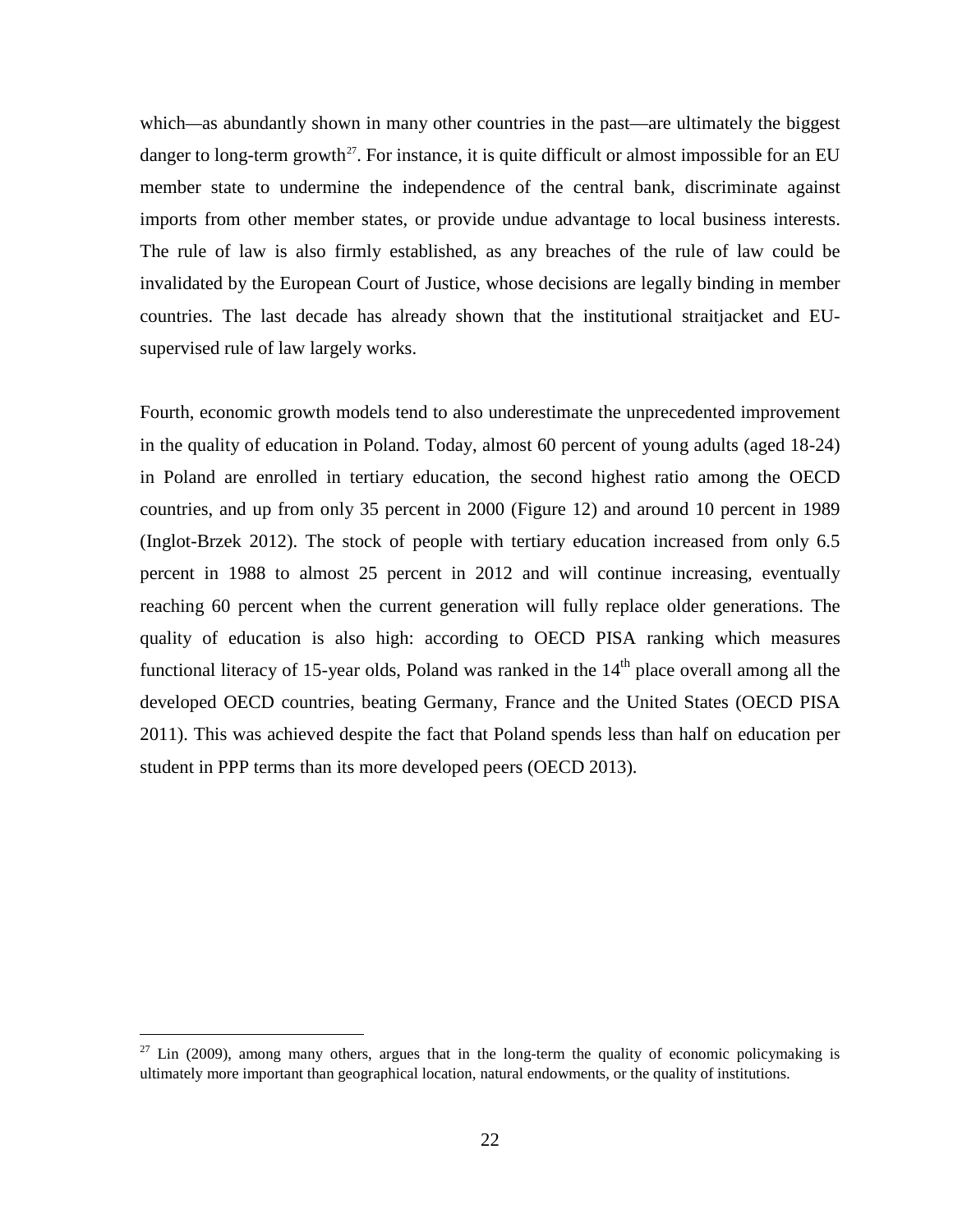which—as abundantly shown in many other countries in the past—are ultimately the biggest danger to long-term growth[27]. For instance, it is quite difficult or almost impossible for an EU member state to undermine the independence of the central bank, discriminate against imports from other member states, or provide undue advantage to local business interests. The rule of law is also firmly established, as any breaches of the rule of law could be invalidated by the European Court of Justice, whose decisions are legally binding in member countries. The last decade has already shown that the institutional straitjacket and EU-supervised rule of law largely works.

Fourth, economic growth models tend to also underestimate the unprecedented improvement in the quality of education in Poland. Today, almost 60 percent of young adults (aged 18-24) in Poland are enrolled in tertiary education, the second highest ratio among the OECD countries, and up from only 35 percent in 2000 (Figure 12) and around 10 percent in 1989 (Inglot-Brzek 2012). The stock of people with tertiary education increased from only 6.5 percent in 1988 to almost 25 percent in 2012 and will continue increasing, eventually reaching 60 percent when the current generation will fully replace older generations. The quality of education is also high: according to OECD PISA ranking which measures functional literacy of 15-year olds, Poland was ranked in the 14th place overall among all the developed OECD countries, beating Germany, France and the United States (OECD PISA 2011). This was achieved despite the fact that Poland spends less than half on education per student in PPP terms than its more developed peers (OECD 2013).

---

[27] Lin (2009), among many others, argues that in the long-term the quality of economic policymaking is ultimately more important than geographical location, natural endowments, or the quality of institutions.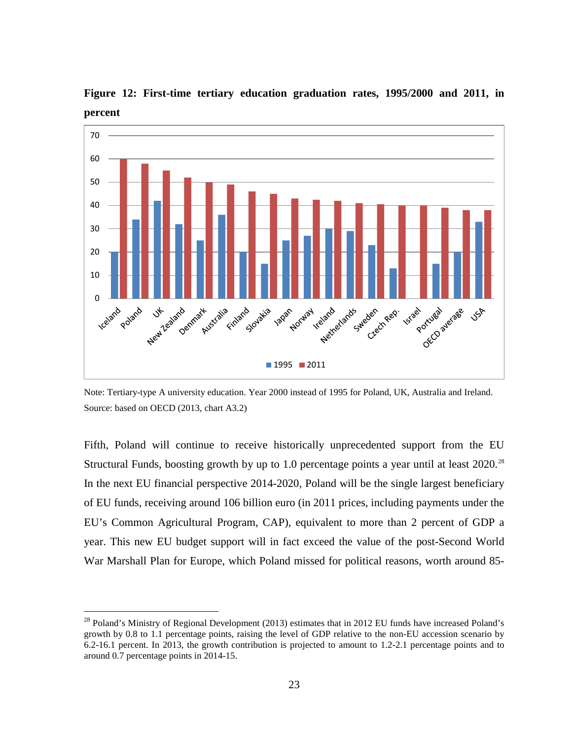**Figure 12: First-time tertiary education graduation rates, 1995/2000 and 2011, in percent**

Note: Tertiary-type A university education. Year 2000 instead of 1995 for Poland, UK, Australia and Ireland.
Source: based on OECD (2013, chart A3.2)

Fifth, Poland will continue to receive historically unprecedented support from the EU Structural Funds, boosting growth by up to 1.0 percentage points a year until at least 2020.[28] In the next EU financial perspective 2014-2020, Poland will be the single largest beneficiary of EU funds, receiving around 106 billion euro (in 2011 prices, including payments under the EU's Common Agricultural Program, CAP), equivalent to more than 2 percent of GDP a year. This new EU budget support will in fact exceed the value of the post-Second World War Marshall Plan for Europe, which Poland missed for political reasons, worth around 85-

[28] Poland's Ministry of Regional Development (2013) estimates that in 2012 EU funds have increased Poland's growth by 0.8 to 1.1 percentage points, raising the level of GDP relative to the non-EU accession scenario by 6.2-16.1 percent. In 2013, the growth contribution is projected to amount to 1.2-2.1 percentage points and to around 0.7 percentage points in 2014-15.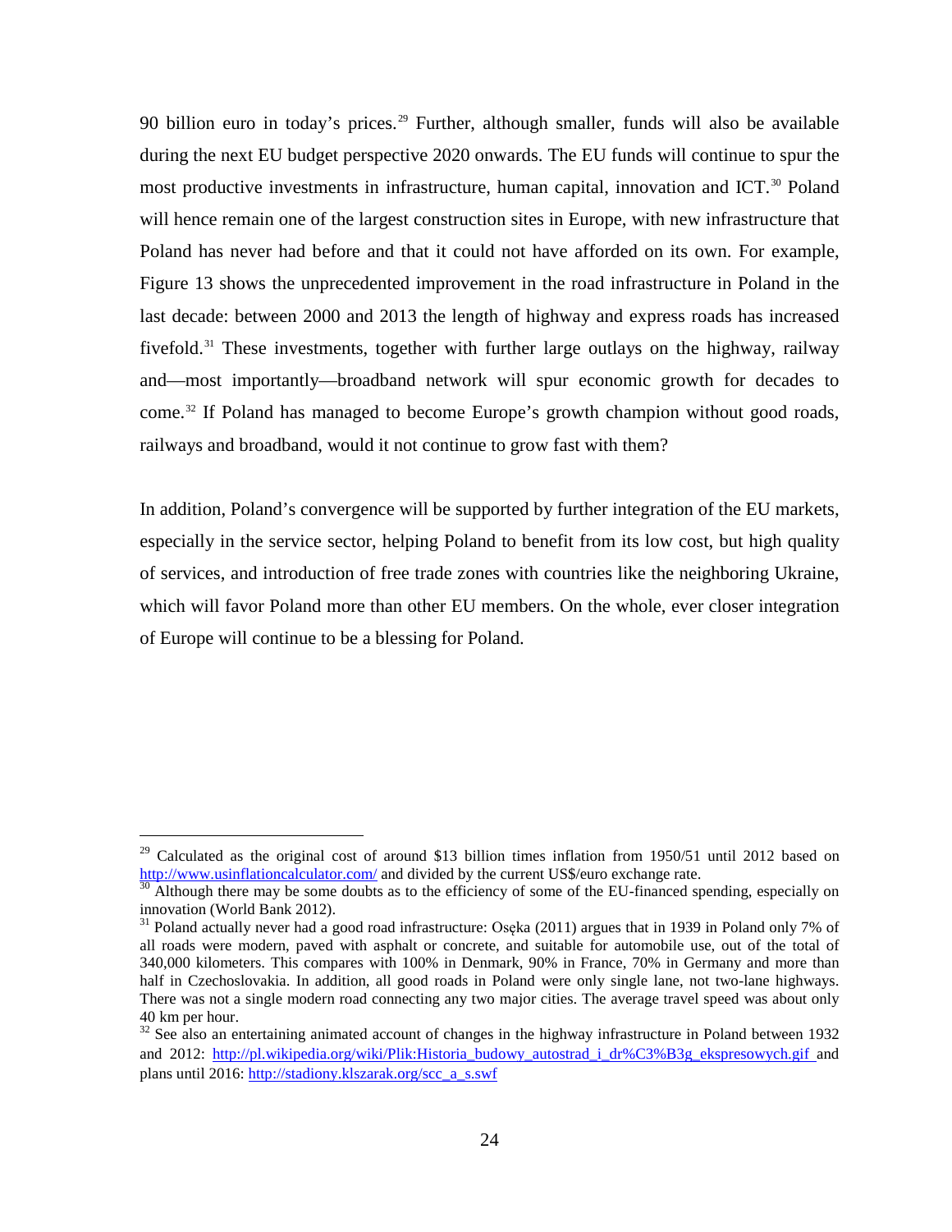90 billion euro in today's prices.[29] Further, although smaller, funds will also be available during the next EU budget perspective 2020 onwards. The EU funds will continue to spur the most productive investments in infrastructure, human capital, innovation and ICT.[30] Poland will hence remain one of the largest construction sites in Europe, with new infrastructure that Poland has never had before and that it could not have afforded on its own. For example, Figure 13 shows the unprecedented improvement in the road infrastructure in Poland in the last decade: between 2000 and 2013 the length of highway and express roads has increased fivefold.[31] These investments, together with further large outlays on the highway, railway and—most importantly—broadband network will spur economic growth for decades to come.[32] If Poland has managed to become Europe's growth champion without good roads, railways and broadband, would it not continue to grow fast with them?

In addition, Poland's convergence will be supported by further integration of the EU markets, especially in the service sector, helping Poland to benefit from its low cost, but high quality of services, and introduction of free trade zones with countries like the neighboring Ukraine, which will favor Poland more than other EU members. On the whole, ever closer integration of Europe will continue to be a blessing for Poland.

---

[29] Calculated as the original cost of around $13 billion times inflation from 1950/51 until 2012 based on http://www.usinflationcalculator.com/ and divided by the current US$/euro exchange rate.

[30] Although there may be some doubts as to the efficiency of some of the EU-financed spending, especially on innovation (World Bank 2012).

[31] Poland actually never had a good road infrastructure: Osęka (2011) argues that in 1939 in Poland only 7% of all roads were modern, paved with asphalt or concrete, and suitable for automobile use, out of the total of 340,000 kilometers. This compares with 100% in Denmark, 90% in France, 70% in Germany and more than half in Czechoslovakia. In addition, all good roads in Poland were only single lane, not two-lane highways. There was not a single modern road connecting any two major cities. The average travel speed was about only 40 km per hour.

[32] See also an entertaining animated account of changes in the highway infrastructure in Poland between 1932 and 2012: http://pl.wikipedia.org/wiki/Plik:Historia_budowy_autostrad_i_dr%C3%B3g_ekspresowych.gif and plans until 2016: http://stadiony.klszarak.org/scc_a_s.swf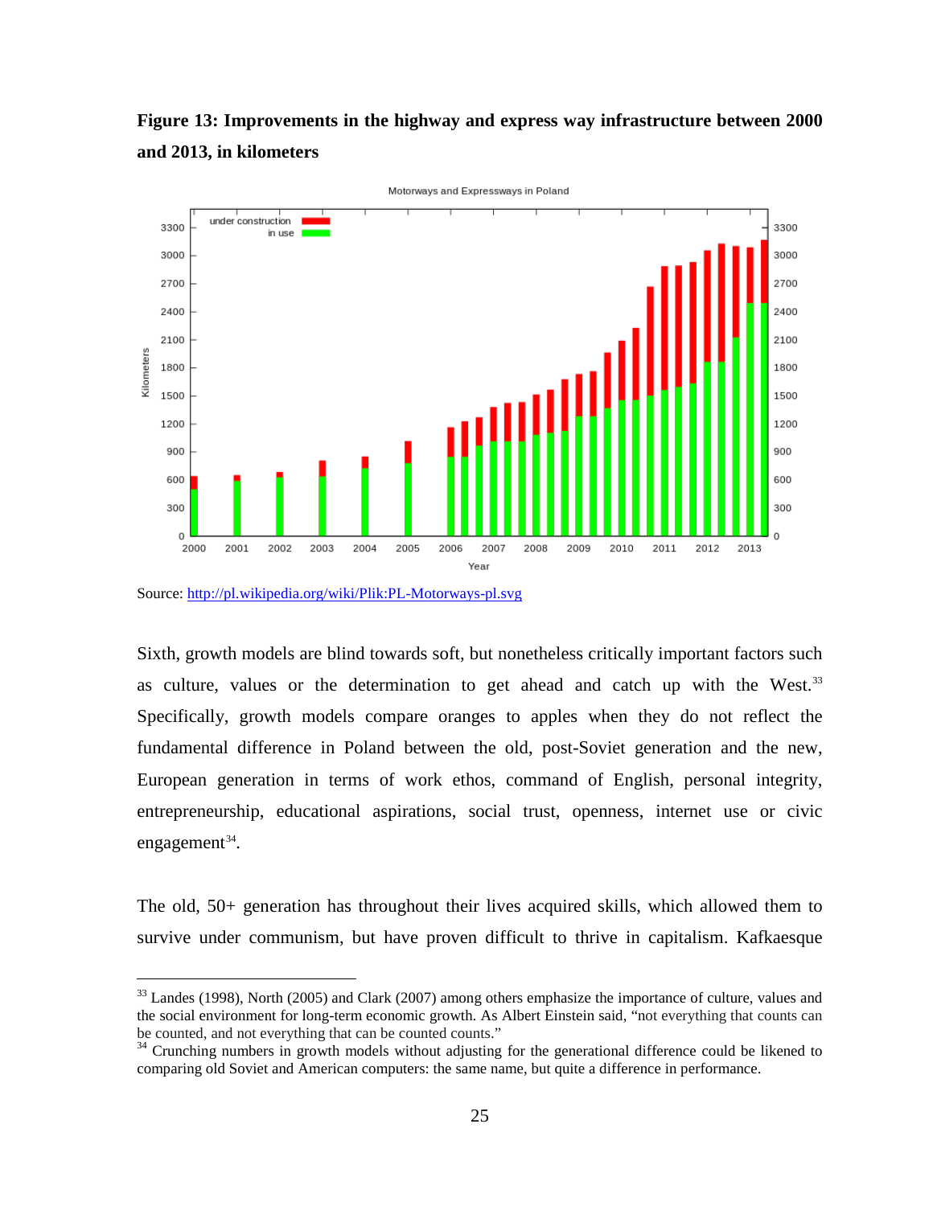**Figure 13: Improvements in the highway and express way infrastructure between 2000 and 2013, in kilometers**

Source: http://pl.wikipedia.org/wiki/Plik:PL-Motorways-pl.svg

Sixth, growth models are blind towards soft, but nonetheless critically important factors such as culture, values or the determination to get ahead and catch up with the West.[33] Specifically, growth models compare oranges to apples when they do not reflect the fundamental difference in Poland between the old, post-Soviet generation and the new, European generation in terms of work ethos, command of English, personal integrity, entrepreneurship, educational aspirations, social trust, openness, internet use or civic engagement[34].

The old, 50+ generation has throughout their lives acquired skills, which allowed them to survive under communism, but have proven difficult to thrive in capitalism. Kafkaesque

[33] Landes (1998), North (2005) and Clark (2007) among others emphasize the importance of culture, values and the social environment for long-term economic growth. As Albert Einstein said, "not everything that counts can be counted, and not everything that can be counted counts."

[34] Crunching numbers in growth models without adjusting for the generational difference could be likened to comparing old Soviet and American computers: the same name, but quite a difference in performance.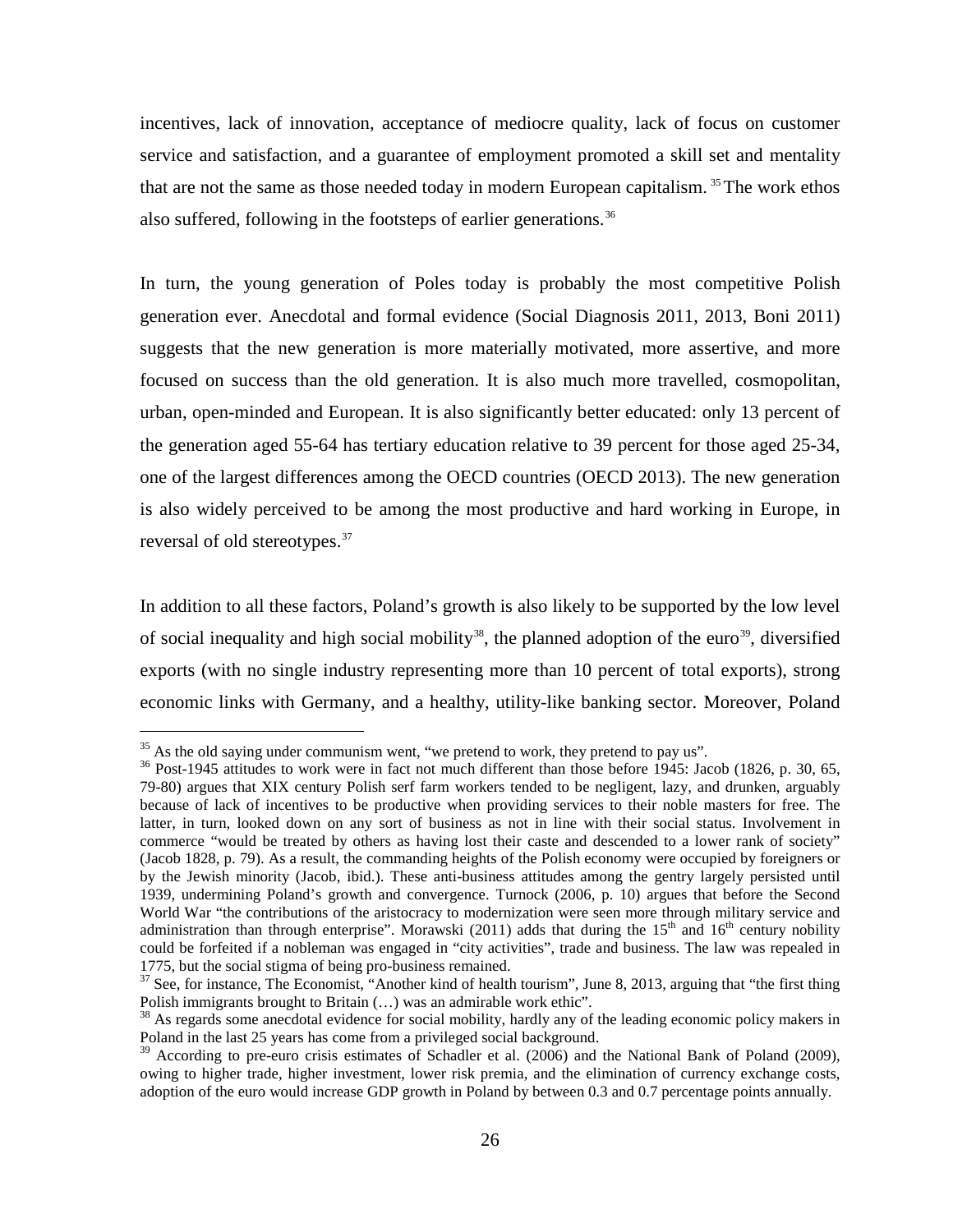incentives, lack of innovation, acceptance of mediocre quality, lack of focus on customer service and satisfaction, and a guarantee of employment promoted a skill set and mentality that are not the same as those needed today in modern European capitalism.[35] The work ethos also suffered, following in the footsteps of earlier generations.[36]

In turn, the young generation of Poles today is probably the most competitive Polish generation ever. Anecdotal and formal evidence (Social Diagnosis 2011, 2013, Boni 2011) suggests that the new generation is more materially motivated, more assertive, and more focused on success than the old generation. It is also much more travelled, cosmopolitan, urban, open-minded and European. It is also significantly better educated: only 13 percent of the generation aged 55-64 has tertiary education relative to 39 percent for those aged 25-34, one of the largest differences among the OECD countries (OECD 2013). The new generation is also widely perceived to be among the most productive and hard working in Europe, in reversal of old stereotypes.[37]

In addition to all these factors, Poland's growth is also likely to be supported by the low level of social inequality and high social mobility[38], the planned adoption of the euro[39], diversified exports (with no single industry representing more than 10 percent of total exports), strong economic links with Germany, and a healthy, utility-like banking sector. Moreover, Poland

---

[35] As the old saying under communism went, "we pretend to work, they pretend to pay us".

[36] Post-1945 attitudes to work were in fact not much different than those before 1945: Jacob (1826, p. 30, 65, 79-80) argues that XIX century Polish serf farm workers tended to be negligent, lazy, and drunken, arguably because of lack of incentives to be productive when providing services to their noble masters for free. The latter, in turn, looked down on any sort of business as not in line with their social status. Involvement in commerce "would be treated by others as having lost their caste and descended to a lower rank of society" (Jacob 1828, p. 79). As a result, the commanding heights of the Polish economy were occupied by foreigners or by the Jewish minority (Jacob, ibid.). These anti-business attitudes among the gentry largely persisted until 1939, undermining Poland's growth and convergence. Turnock (2006, p. 10) argues that before the Second World War "the contributions of the aristocracy to modernization were seen more through military service and administration than through enterprise". Morawski (2011) adds that during the 15th and 16th century nobility could be forfeited if a nobleman was engaged in "city activities", trade and business. The law was repealed in 1775, but the social stigma of being pro-business remained.

[37] See, for instance, The Economist, "Another kind of health tourism", June 8, 2013, arguing that "the first thing Polish immigrants brought to Britain (…) was an admirable work ethic".

[38] As regards some anecdotal evidence for social mobility, hardly any of the leading economic policy makers in Poland in the last 25 years has come from a privileged social background.

[39] According to pre-euro crisis estimates of Schadler et al. (2006) and the National Bank of Poland (2009), owing to higher trade, higher investment, lower risk premia, and the elimination of currency exchange costs, adoption of the euro would increase GDP growth in Poland by between 0.3 and 0.7 percentage points annually.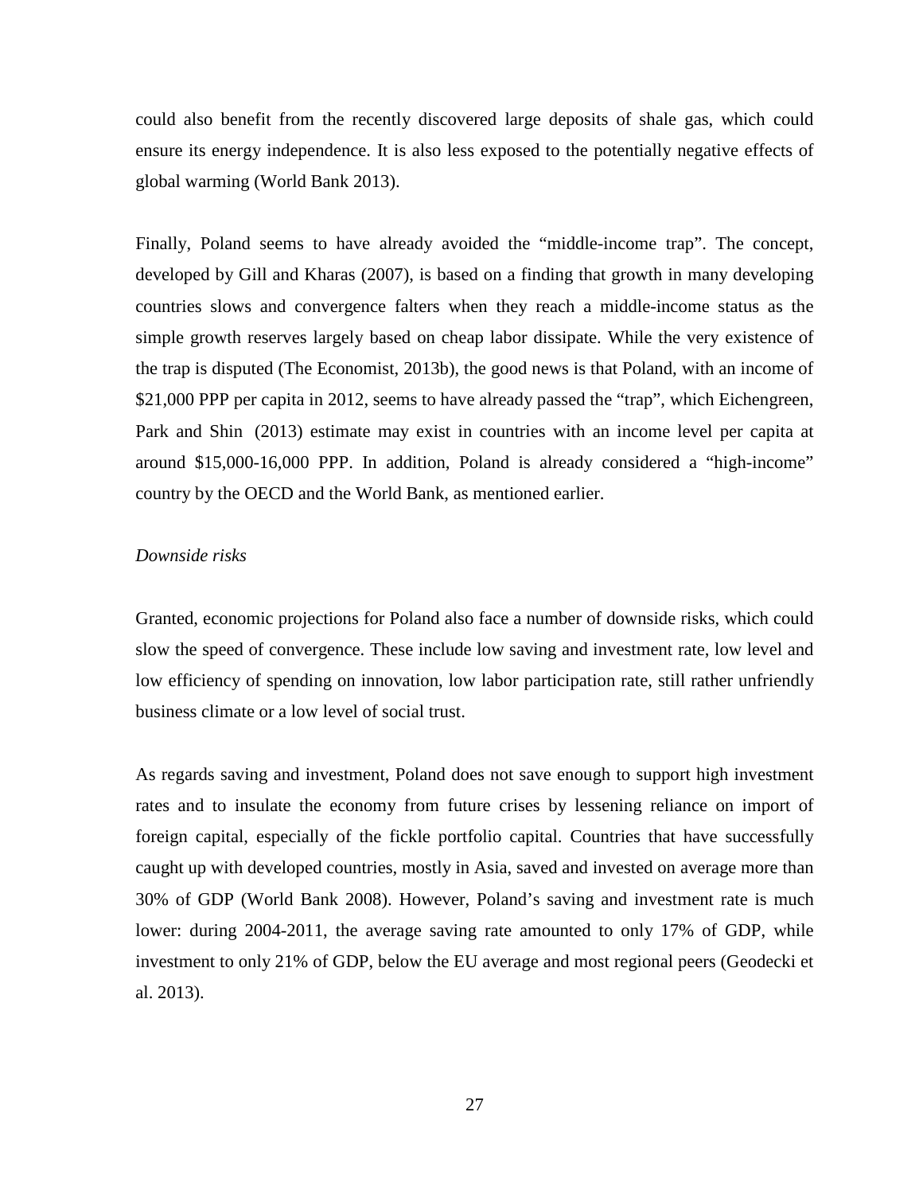could also benefit from the recently discovered large deposits of shale gas, which could ensure its energy independence. It is also less exposed to the potentially negative effects of global warming (World Bank 2013).

Finally, Poland seems to have already avoided the "middle-income trap". The concept, developed by Gill and Kharas (2007), is based on a finding that growth in many developing countries slows and convergence falters when they reach a middle-income status as the simple growth reserves largely based on cheap labor dissipate. While the very existence of the trap is disputed (The Economist, 2013b), the good news is that Poland, with an income of $21,000 PPP per capita in 2012, seems to have already passed the "trap", which Eichengreen, Park and Shin (2013) estimate may exist in countries with an income level per capita at around $15,000-16,000 PPP. In addition, Poland is already considered a "high-income" country by the OECD and the World Bank, as mentioned earlier.

*Downside risks*

Granted, economic projections for Poland also face a number of downside risks, which could slow the speed of convergence. These include low saving and investment rate, low level and low efficiency of spending on innovation, low labor participation rate, still rather unfriendly business climate or a low level of social trust.

As regards saving and investment, Poland does not save enough to support high investment rates and to insulate the economy from future crises by lessening reliance on import of foreign capital, especially of the fickle portfolio capital. Countries that have successfully caught up with developed countries, mostly in Asia, saved and invested on average more than 30% of GDP (World Bank 2008). However, Poland's saving and investment rate is much lower: during 2004-2011, the average saving rate amounted to only 17% of GDP, while investment to only 21% of GDP, below the EU average and most regional peers (Geodecki et al. 2013).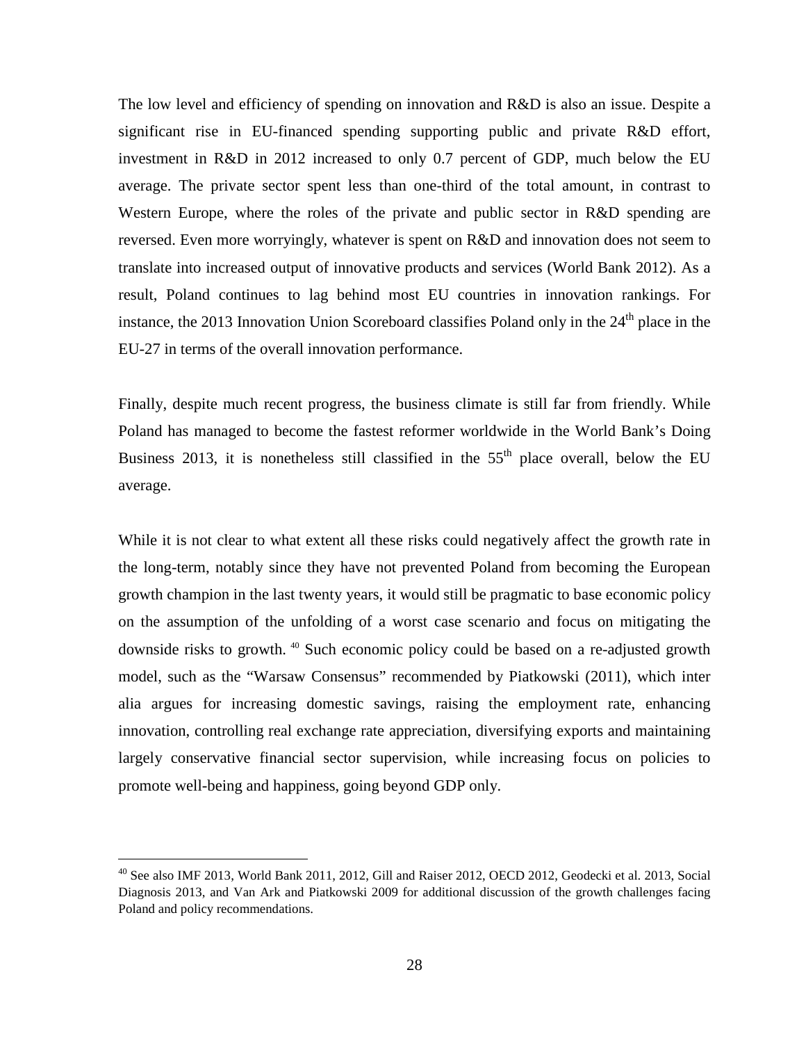The low level and efficiency of spending on innovation and R&D is also an issue. Despite a significant rise in EU-financed spending supporting public and private R&D effort, investment in R&D in 2012 increased to only 0.7 percent of GDP, much below the EU average. The private sector spent less than one-third of the total amount, in contrast to Western Europe, where the roles of the private and public sector in R&D spending are reversed. Even more worryingly, whatever is spent on R&D and innovation does not seem to translate into increased output of innovative products and services (World Bank 2012). As a result, Poland continues to lag behind most EU countries in innovation rankings. For instance, the 2013 Innovation Union Scoreboard classifies Poland only in the 24th place in the EU-27 in terms of the overall innovation performance.

Finally, despite much recent progress, the business climate is still far from friendly. While Poland has managed to become the fastest reformer worldwide in the World Bank's Doing Business 2013, it is nonetheless still classified in the 55th place overall, below the EU average.

While it is not clear to what extent all these risks could negatively affect the growth rate in the long-term, notably since they have not prevented Poland from becoming the European growth champion in the last twenty years, it would still be pragmatic to base economic policy on the assumption of the unfolding of a worst case scenario and focus on mitigating the downside risks to growth. [40] Such economic policy could be based on a re-adjusted growth model, such as the "Warsaw Consensus" recommended by Piatkowski (2011), which inter alia argues for increasing domestic savings, raising the employment rate, enhancing innovation, controlling real exchange rate appreciation, diversifying exports and maintaining largely conservative financial sector supervision, while increasing focus on policies to promote well-being and happiness, going beyond GDP only.

[40] See also IMF 2013, World Bank 2011, 2012, Gill and Raiser 2012, OECD 2012, Geodecki et al. 2013, Social Diagnosis 2013, and Van Ark and Piatkowski 2009 for additional discussion of the growth challenges facing Poland and policy recommendations.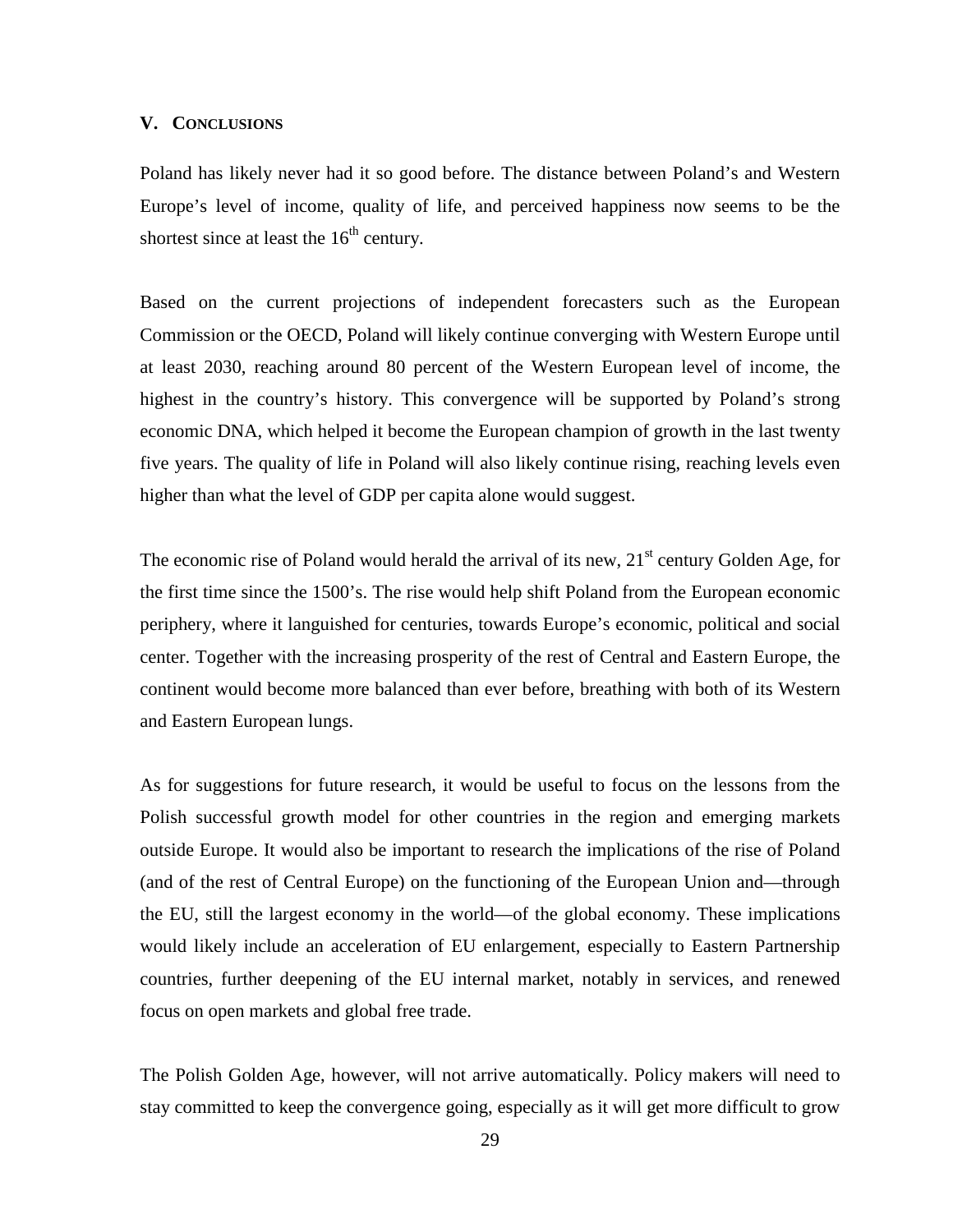## V. CONCLUSIONS

Poland has likely never had it so good before. The distance between Poland's and Western Europe's level of income, quality of life, and perceived happiness now seems to be the shortest since at least the $16^{th}$ century.

Based on the current projections of independent forecasters such as the European Commission or the OECD, Poland will likely continue converging with Western Europe until at least 2030, reaching around 80 percent of the Western European level of income, the highest in the country's history. This convergence will be supported by Poland's strong economic DNA, which helped it become the European champion of growth in the last twenty five years. The quality of life in Poland will also likely continue rising, reaching levels even higher than what the level of GDP per capita alone would suggest.

The economic rise of Poland would herald the arrival of its new, $21^{st}$ century Golden Age, for the first time since the 1500's. The rise would help shift Poland from the European economic periphery, where it languished for centuries, towards Europe's economic, political and social center. Together with the increasing prosperity of the rest of Central and Eastern Europe, the continent would become more balanced than ever before, breathing with both of its Western and Eastern European lungs.

As for suggestions for future research, it would be useful to focus on the lessons from the Polish successful growth model for other countries in the region and emerging markets outside Europe. It would also be important to research the implications of the rise of Poland (and of the rest of Central Europe) on the functioning of the European Union and—through the EU, still the largest economy in the world—of the global economy. These implications would likely include an acceleration of EU enlargement, especially to Eastern Partnership countries, further deepening of the EU internal market, notably in services, and renewed focus on open markets and global free trade.

The Polish Golden Age, however, will not arrive automatically. Policy makers will need to stay committed to keep the convergence going, especially as it will get more difficult to grow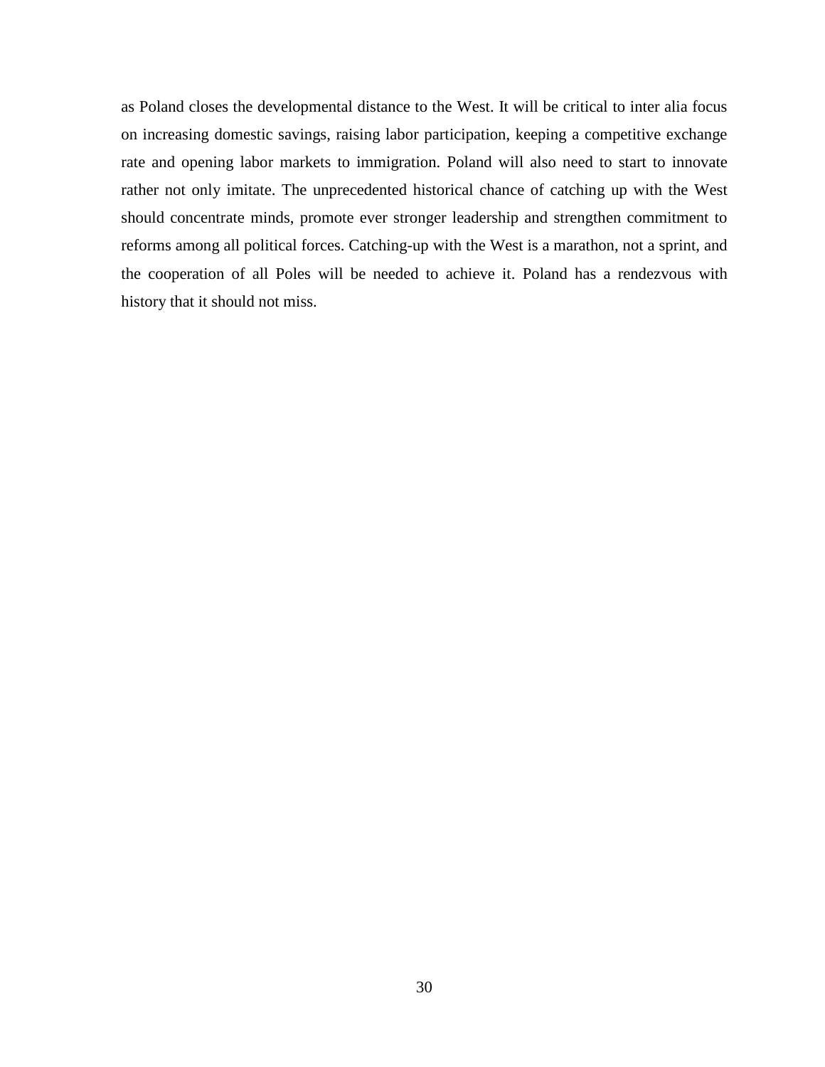as Poland closes the developmental distance to the West. It will be critical to inter alia focus on increasing domestic savings, raising labor participation, keeping a competitive exchange rate and opening labor markets to immigration. Poland will also need to start to innovate rather not only imitate. The unprecedented historical chance of catching up with the West should concentrate minds, promote ever stronger leadership and strengthen commitment to reforms among all political forces. Catching-up with the West is a marathon, not a sprint, and the cooperation of all Poles will be needed to achieve it. Poland has a rendezvous with history that it should not miss.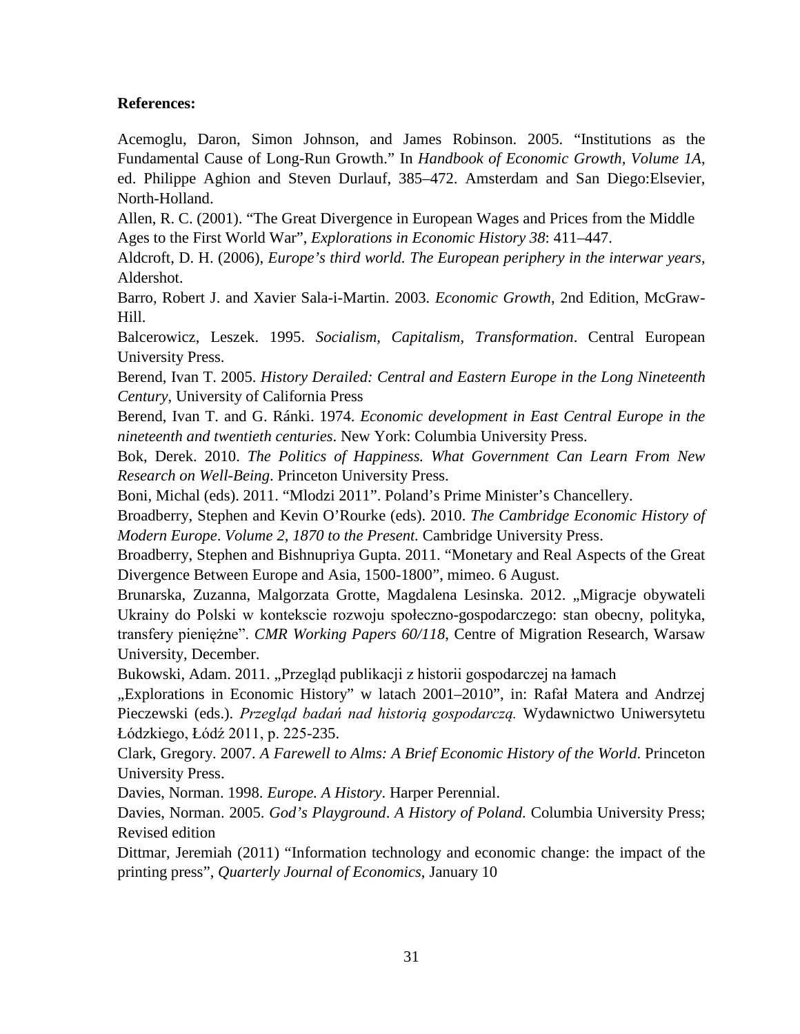**References:**

Acemoglu, Daron, Simon Johnson, and James Robinson. 2005. "Institutions as the Fundamental Cause of Long-Run Growth." In *Handbook of Economic Growth, Volume 1A*, ed. Philippe Aghion and Steven Durlauf, 385–472. Amsterdam and San Diego:Elsevier, North-Holland.

Allen, R. C. (2001). "The Great Divergence in European Wages and Prices from the Middle Ages to the First World War", *Explorations in Economic History 38*: 411–447.

Aldcroft, D. H. (2006), *Europe's third world. The European periphery in the interwar years*, Aldershot.

Barro, Robert J. and Xavier Sala-i-Martin. 2003. *Economic Growth*, 2nd Edition, McGraw-Hill.

Balcerowicz, Leszek. 1995. *Socialism, Capitalism, Transformation*. Central European University Press.

Berend, Ivan T. 2005. *History Derailed: Central and Eastern Europe in the Long Nineteenth Century*, University of California Press

Berend, Ivan T. and G. Ránki. 1974. *Economic development in East Central Europe in the nineteenth and twentieth centuries*. New York: Columbia University Press.

Bok, Derek. 2010. *The Politics of Happiness. What Government Can Learn From New Research on Well-Being*. Princeton University Press.

Boni, Michal (eds). 2011. "Mlodzi 2011". Poland's Prime Minister's Chancellery.

Broadberry, Stephen and Kevin O'Rourke (eds). 2010. *The Cambridge Economic History of Modern Europe*. *Volume 2, 1870 to the Present.* Cambridge University Press.

Broadberry, Stephen and Bishnupriya Gupta. 2011. "Monetary and Real Aspects of the Great Divergence Between Europe and Asia, 1500-1800", mimeo. 6 August.

Brunarska, Zuzanna, Malgorzata Grotte, Magdalena Lesinska. 2012. „Migracje obywateli Ukrainy do Polski w kontekscie rozwoju społeczno-gospodarczego: stan obecny, polityka, transfery pieniężne". *CMR Working Papers 60/118*, Centre of Migration Research, Warsaw University, December.

Bukowski, Adam. 2011. „Przegląd publikacji z historii gospodarczej na łamach „Explorations in Economic History" w latach 2001–2010", in: Rafał Matera and Andrzej Pieczewski (eds.). *Przegląd badań nad historią gospodarczą.* Wydawnictwo Uniwersytetu Łódzkiego, Łódź 2011, p. 225-235.

Clark, Gregory. 2007. *A Farewell to Alms: A Brief Economic History of the World*. Princeton University Press.

Davies, Norman. 1998. *Europe. A History*. Harper Perennial.

Davies, Norman. 2005. *God's Playground*. *A History of Poland.* Columbia University Press; Revised edition

Dittmar, Jeremiah (2011) "Information technology and economic change: the impact of the printing press", *Quarterly Journal of Economics*, January 10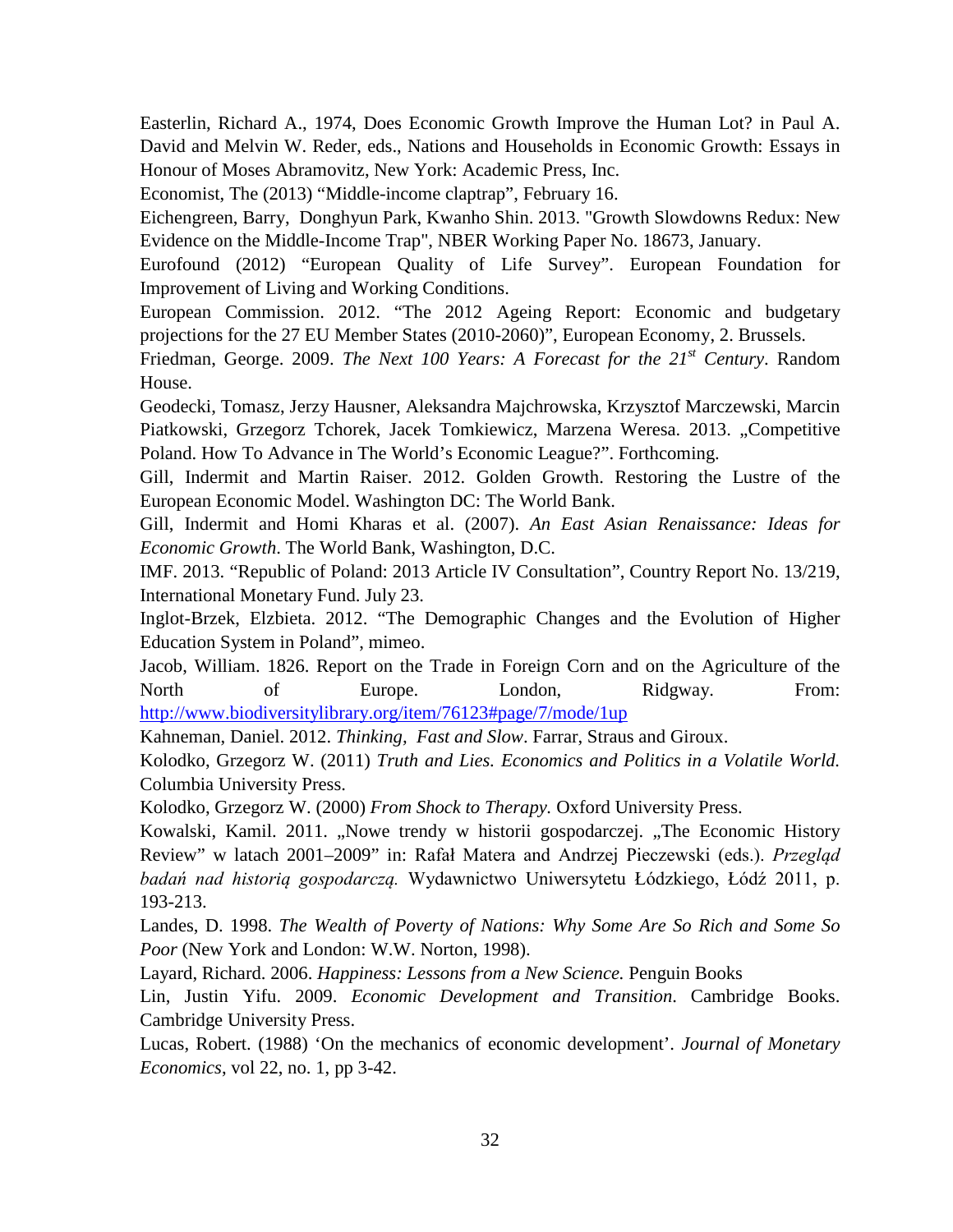Easterlin, Richard A., 1974, Does Economic Growth Improve the Human Lot? in Paul A. David and Melvin W. Reder, eds., Nations and Households in Economic Growth: Essays in Honour of Moses Abramovitz, New York: Academic Press, Inc.

Economist, The (2013) "Middle-income claptrap", February 16.

Eichengreen, Barry, Donghyun Park, Kwanho Shin. 2013. "Growth Slowdowns Redux: New Evidence on the Middle-Income Trap", NBER Working Paper No. 18673, January.

Eurofound (2012) "European Quality of Life Survey". European Foundation for Improvement of Living and Working Conditions.

European Commission. 2012. "The 2012 Ageing Report: Economic and budgetary projections for the 27 EU Member States (2010-2060)", European Economy, 2. Brussels.

Friedman, George. 2009. *The Next 100 Years: A Forecast for the 21st Century*. Random House.

Geodecki, Tomasz, Jerzy Hausner, Aleksandra Majchrowska, Krzysztof Marczewski, Marcin Piatkowski, Grzegorz Tchorek, Jacek Tomkiewicz, Marzena Weresa. 2013. „Competitive Poland. How To Advance in The World's Economic League?". Forthcoming.

Gill, Indermit and Martin Raiser. 2012. Golden Growth. Restoring the Lustre of the European Economic Model. Washington DC: The World Bank.

Gill, Indermit and Homi Kharas et al. (2007). *An East Asian Renaissance: Ideas for Economic Growth*. The World Bank, Washington, D.C.

IMF. 2013. "Republic of Poland: 2013 Article IV Consultation", Country Report No. 13/219, International Monetary Fund. July 23.

Inglot-Brzek, Elzbieta. 2012. "The Demographic Changes and the Evolution of Higher Education System in Poland", mimeo.

Jacob, William. 1826. Report on the Trade in Foreign Corn and on the Agriculture of the North of Europe. London, Ridgway. From: http://www.biodiversitylibrary.org/item/76123#page/7/mode/1up

Kahneman, Daniel. 2012. *Thinking, Fast and Slow*. Farrar, Straus and Giroux.

Kolodko, Grzegorz W. (2011) *Truth and Lies. Economics and Politics in a Volatile World.* Columbia University Press.

Kolodko, Grzegorz W. (2000) *From Shock to Therapy.* Oxford University Press.

Kowalski, Kamil. 2011. „Nowe trendy w historii gospodarczej. „The Economic History Review" w latach 2001–2009" in: Rafał Matera and Andrzej Pieczewski (eds.). *Przegląd badań nad historią gospodarczą.* Wydawnictwo Uniwersytetu Łódzkiego, Łódź 2011, p. 193-213.

Landes, D. 1998. *The Wealth of Poverty of Nations: Why Some Are So Rich and Some So Poor* (New York and London: W.W. Norton, 1998).

Layard, Richard. 2006. *Happiness: Lessons from a New Science.* Penguin Books

Lin, Justin Yifu. 2009. *Economic Development and Transition*. Cambridge Books. Cambridge University Press.

Lucas, Robert. (1988) 'On the mechanics of economic development'. *Journal of Monetary Economics*, vol 22, no. 1, pp 3-42.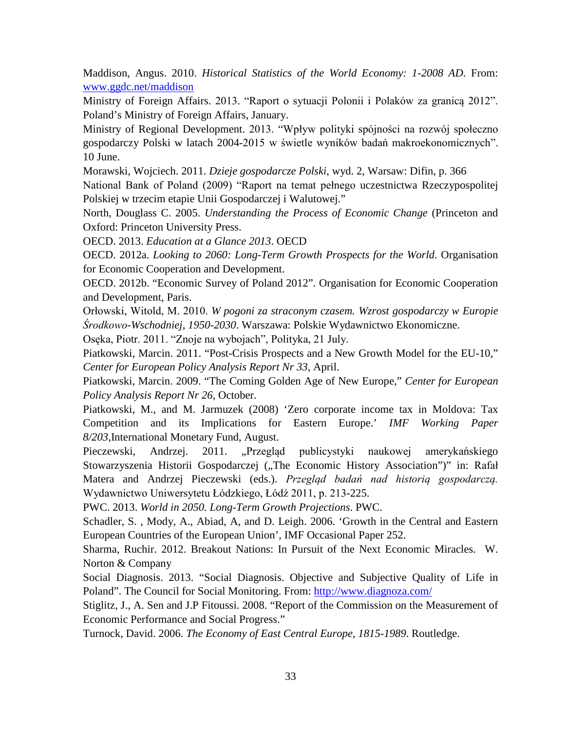Maddison, Angus. 2010. *Historical Statistics of the World Economy: 1-2008 AD*. From: [www.ggdc.net/maddison](http://www.ggdc.net/maddison)

Ministry of Foreign Affairs. 2013. "Raport o sytuacji Polonii i Polaków za granicą 2012". Poland's Ministry of Foreign Affairs, January.

Ministry of Regional Development. 2013. "Wpływ polityki spójności na rozwój społeczno gospodarczy Polski w latach 2004-2015 w świetle wyników badań makroekonomicznych". 10 June.

Morawski, Wojciech. 2011. *Dzieje gospodarcze Polski*, wyd. 2, Warsaw: Difin, p. 366

National Bank of Poland (2009) "Raport na temat pełnego uczestnictwa Rzeczypospolitej Polskiej w trzecim etapie Unii Gospodarczej i Walutowej."

North, Douglass C. 2005. *Understanding the Process of Economic Change* (Princeton and Oxford: Princeton University Press.

OECD. 2013. *Education at a Glance 2013*. OECD

OECD. 2012a. *Looking to 2060: Long-Term Growth Prospects for the World.* Organisation for Economic Cooperation and Development.

OECD. 2012b. "Economic Survey of Poland 2012". Organisation for Economic Cooperation and Development, Paris.

Orłowski, Witold, M. 2010. *W pogoni za straconym czasem. Wzrost gospodarczy w Europie Środkowo-Wschodniej, 1950-2030*. Warszawa: Polskie Wydawnictwo Ekonomiczne.

Osęka, Piotr. 2011. "Znoje na wybojach", Polityka, 21 July.

Piatkowski, Marcin. 2011. "Post-Crisis Prospects and a New Growth Model for the EU-10," *Center for European Policy Analysis Report Nr 33*, April.

Piatkowski, Marcin. 2009. "The Coming Golden Age of New Europe," *Center for European Policy Analysis Report Nr 26*, October.

Piatkowski, M., and M. Jarmuzek (2008) 'Zero corporate income tax in Moldova: Tax Competition and its Implications for Eastern Europe.' *IMF Working Paper 8/203*,International Monetary Fund, August.

Pieczewski, Andrzej. 2011. „Przegląd publicystyki naukowej amerykańskiego Stowarzyszenia Historii Gospodarczej („The Economic History Association")" in: Rafał Matera and Andrzej Pieczewski (eds.). *Przegląd badań nad historią gospodarczą.* Wydawnictwo Uniwersytetu Łódzkiego, Łódź 2011, p. 213-225.

PWC. 2013. *World in 2050. Long-Term Growth Projections*. PWC.

Schadler, S. , Mody, A., Abiad, A, and D. Leigh. 2006. 'Growth in the Central and Eastern European Countries of the European Union', IMF Occasional Paper 252.

Sharma, Ruchir. 2012. Breakout Nations: In Pursuit of the Next Economic Miracles. W. Norton & Company

Social Diagnosis. 2013. "Social Diagnosis. Objective and Subjective Quality of Life in Poland". The Council for Social Monitoring. From: [http://www.diagnoza.com/](http://www.diagnoza.com/)

Stiglitz, J., A. Sen and J.P Fitoussi. 2008. "Report of the Commission on the Measurement of Economic Performance and Social Progress."

Turnock, David. 2006. *The Economy of East Central Europe, 1815-1989*. Routledge.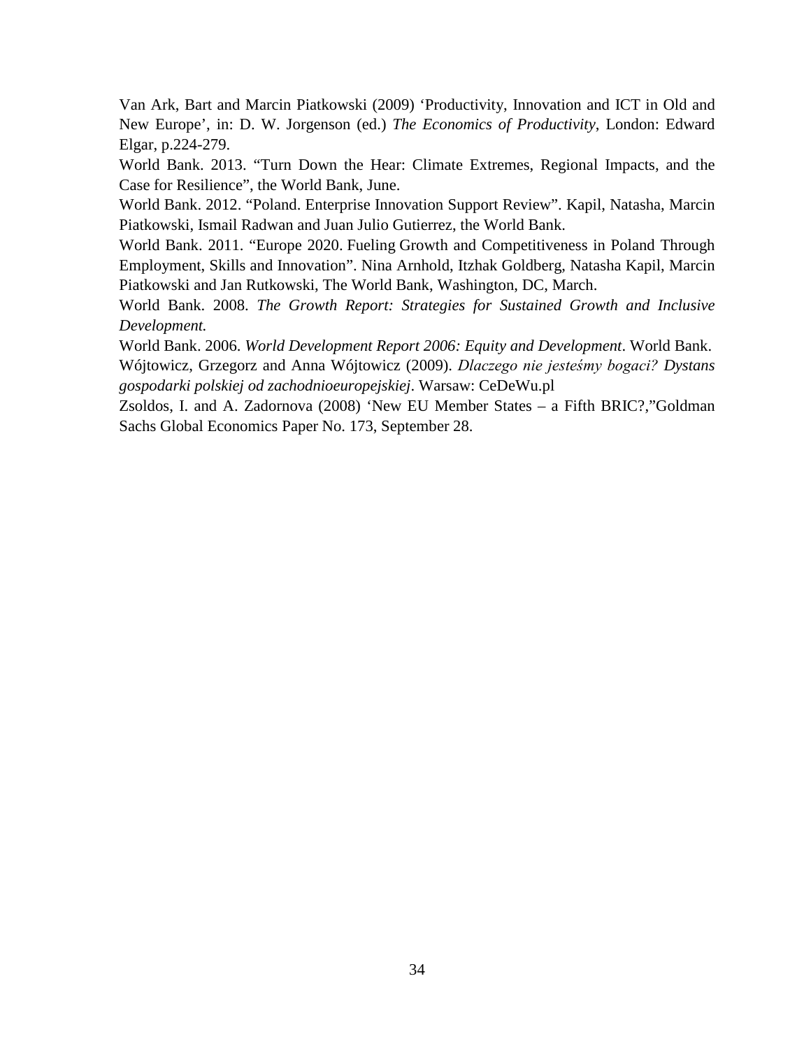Van Ark, Bart and Marcin Piatkowski (2009) 'Productivity, Innovation and ICT in Old and New Europe', in: D. W. Jorgenson (ed.) *The Economics of Productivity*, London: Edward Elgar, p.224-279.

World Bank. 2013. "Turn Down the Hear: Climate Extremes, Regional Impacts, and the Case for Resilience", the World Bank, June.

World Bank. 2012. "Poland. Enterprise Innovation Support Review". Kapil, Natasha, Marcin Piatkowski, Ismail Radwan and Juan Julio Gutierrez, the World Bank.

World Bank. 2011. "Europe 2020. Fueling Growth and Competitiveness in Poland Through Employment, Skills and Innovation". Nina Arnhold, Itzhak Goldberg, Natasha Kapil, Marcin Piatkowski and Jan Rutkowski, The World Bank, Washington, DC, March.

World Bank. 2008. *The Growth Report: Strategies for Sustained Growth and Inclusive Development.*

World Bank. 2006. *World Development Report 2006: Equity and Development*. World Bank.

Wójtowicz, Grzegorz and Anna Wójtowicz (2009). *Dlaczego nie jesteśmy bogaci? Dystans gospodarki polskiej od zachodnioeuropejskiej*. Warsaw: CeDeWu.pl

Zsoldos, I. and A. Zadornova (2008) 'New EU Member States – a Fifth BRIC?,"Goldman Sachs Global Economics Paper No. 173, September 28.